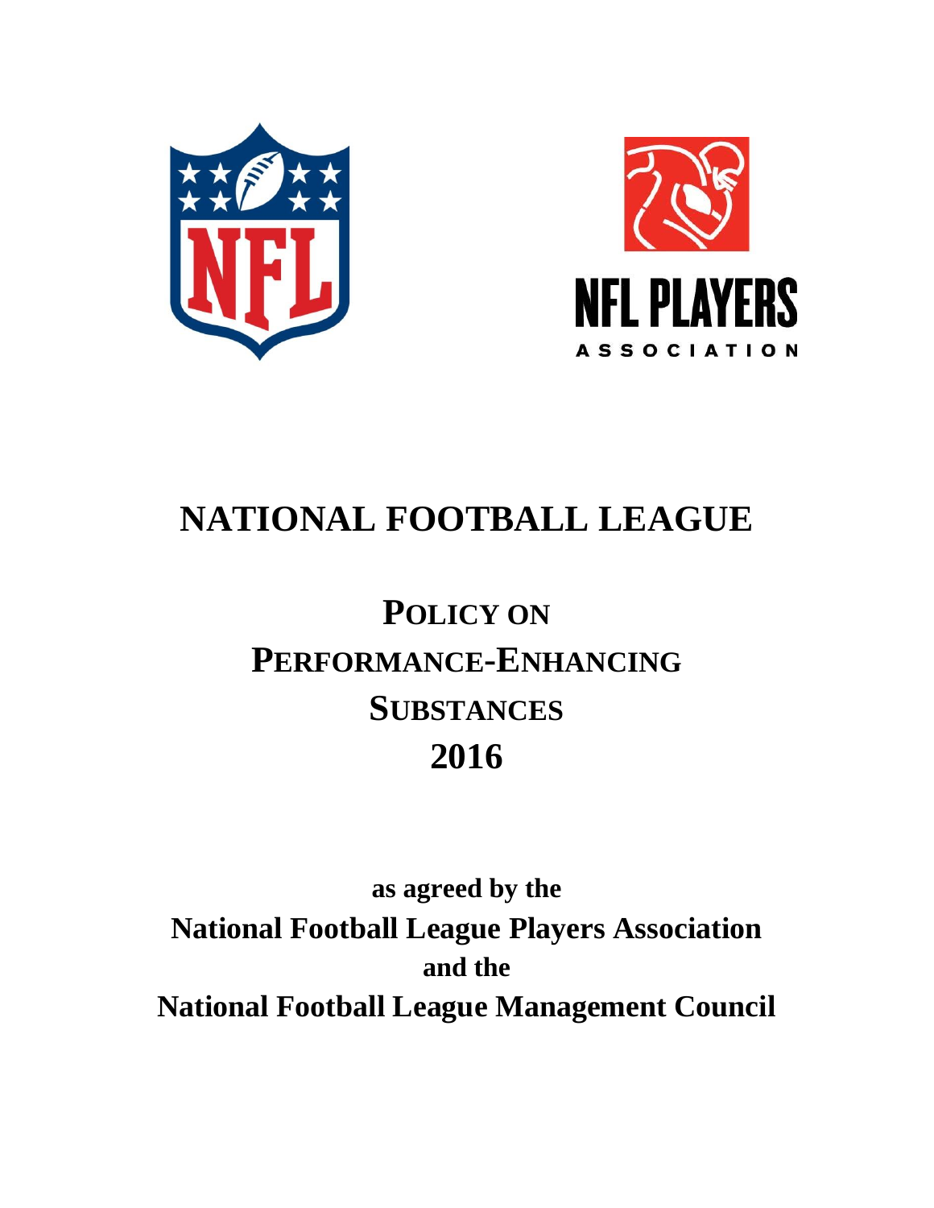NFL

NFL PLAYERS ASSOCIATION

# NATIONAL FOOTBALL LEAGUE

## POLICY ON PERFORMANCE-ENHANCING SUBSTANCES 2016

**as agreed by the**

**National Football League Players Association**

**and the**

**National Football League Management Council**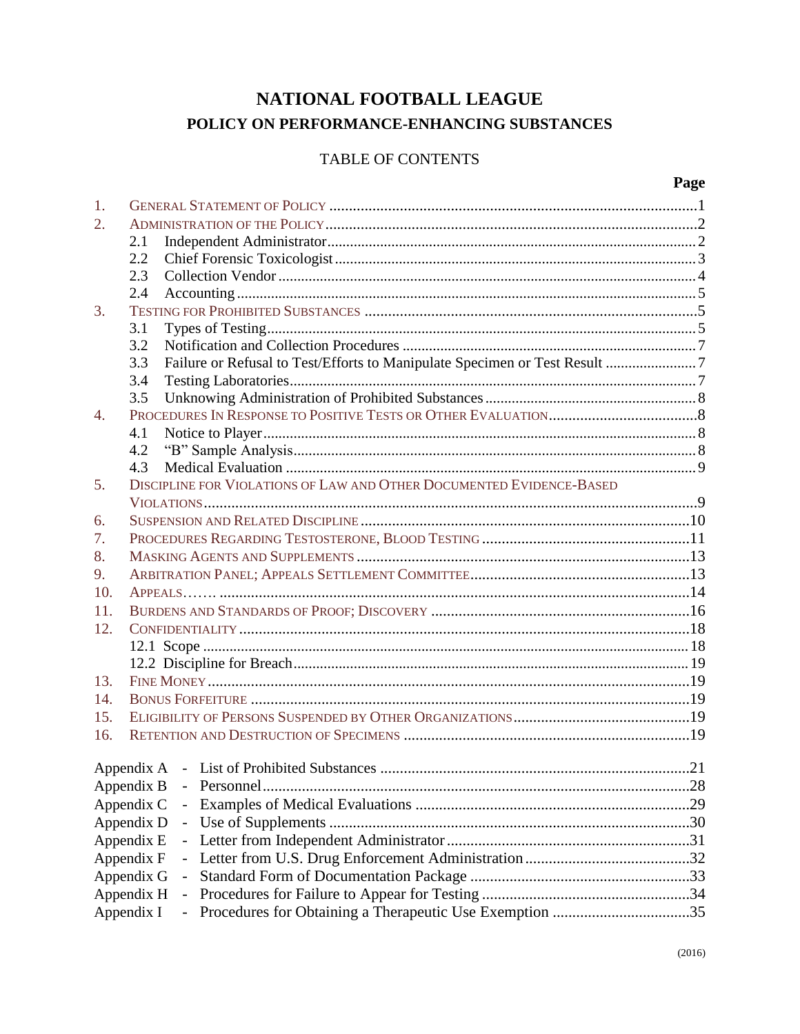# NATIONAL FOOTBALL LEAGUE

## POLICY ON PERFORMANCE-ENHANCING SUBSTANCES

TABLE OF CONTENTS

| | | Page |
|---|---|---|
| 1. | GENERAL STATEMENT OF POLICY | 1 |
| 2. | ADMINISTRATION OF THE POLICY | 2 |
| | 2.1 Independent Administrator | 2 |
| | 2.2 Chief Forensic Toxicologist | 3 |
| | 2.3 Collection Vendor | 4 |
| | 2.4 Accounting | 5 |
| 3. | TESTING FOR PROHIBITED SUBSTANCES | 5 |
| | 3.1 Types of Testing | 5 |
| | 3.2 Notification and Collection Procedures | 7 |
| | 3.3 Failure or Refusal to Test/Efforts to Manipulate Specimen or Test Result | 7 |
| | 3.4 Testing Laboratories | 7 |
| | 3.5 Unknowing Administration of Prohibited Substances | 8 |
| 4. | PROCEDURES IN RESPONSE TO POSITIVE TESTS OR OTHER EVALUATION | 8 |
| | 4.1 Notice to Player | 8 |
| | 4.2 "B" Sample Analysis | 8 |
| | 4.3 Medical Evaluation | 9 |
| 5. | DISCIPLINE FOR VIOLATIONS OF LAW AND OTHER DOCUMENTED EVIDENCE-BASED VIOLATIONS | 9 |
| 6. | SUSPENSION AND RELATED DISCIPLINE | 10 |
| 7. | PROCEDURES REGARDING TESTOSTERONE, BLOOD TESTING | 11 |
| 8. | MASKING AGENTS AND SUPPLEMENTS | 13 |
| 9. | ARBITRATION PANEL; APPEALS SETTLEMENT COMMITTEE | 13 |
| 10. | APPEALS……. | 14 |
| 11. | BURDENS AND STANDARDS OF PROOF; DISCOVERY | 16 |
| 12. | CONFIDENTIALITY | 18 |
| | 12.1 Scope | 18 |
| | 12.2 Discipline for Breach | 19 |
| 13. | FINE MONEY | 19 |
| 14. | BONUS FORFEITURE | 19 |
| 15. | ELIGIBILITY OF PERSONS SUSPENDED BY OTHER ORGANIZATIONS | 19 |
| 16. | RETENTION AND DESTRUCTION OF SPECIMENS | 19 |

| | | Page |
|---|---|---|
| Appendix A | List of Prohibited Substances | 21 |
| Appendix B | Personnel | 28 |
| Appendix C | Examples of Medical Evaluations | 29 |
| Appendix D | Use of Supplements | 30 |
| Appendix E | Letter from Independent Administrator | 31 |
| Appendix F | Letter from U.S. Drug Enforcement Administration | 32 |
| Appendix G | Standard Form of Documentation Package | 33 |
| Appendix H | Procedures for Failure to Appear for Testing | 34 |
| Appendix I | Procedures for Obtaining a Therapeutic Use Exemption | 35 |

(2016)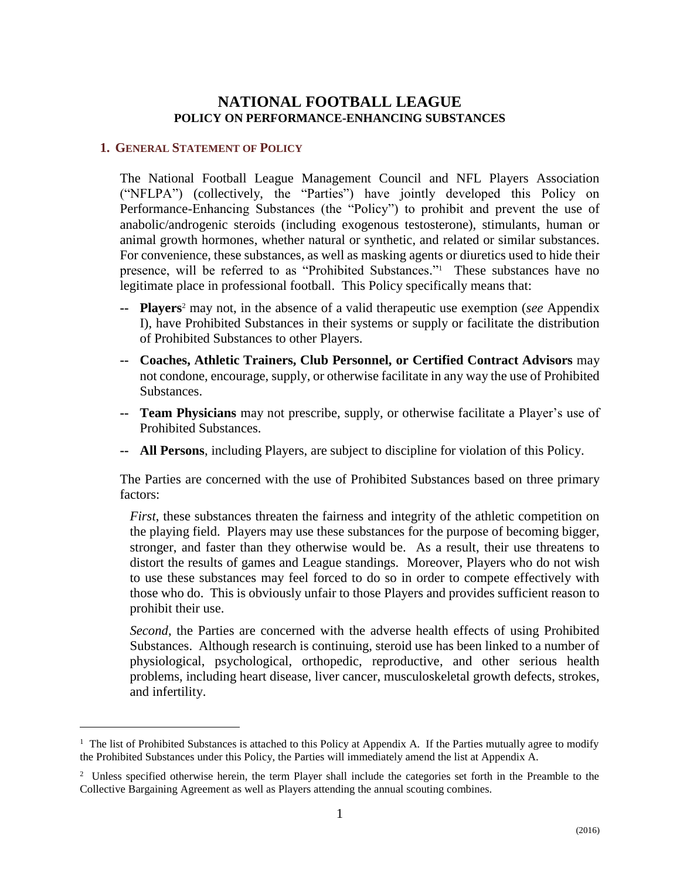# NATIONAL FOOTBALL LEAGUE
## POLICY ON PERFORMANCE-ENHANCING SUBSTANCES

### 1. GENERAL STATEMENT OF POLICY

The National Football League Management Council and NFL Players Association ("NFLPA") (collectively, the "Parties") have jointly developed this Policy on Performance-Enhancing Substances (the "Policy") to prohibit and prevent the use of anabolic/androgenic steroids (including exogenous testosterone), stimulants, human or animal growth hormones, whether natural or synthetic, and related or similar substances. For convenience, these substances, as well as masking agents or diuretics used to hide their presence, will be referred to as "Prohibited Substances."[1] These substances have no legitimate place in professional football. This Policy specifically means that:

-- **Players**[2] may not, in the absence of a valid therapeutic use exemption (*see* Appendix I), have Prohibited Substances in their systems or supply or facilitate the distribution of Prohibited Substances to other Players.

-- **Coaches, Athletic Trainers, Club Personnel, or Certified Contract Advisors** may not condone, encourage, supply, or otherwise facilitate in any way the use of Prohibited Substances.

-- **Team Physicians** may not prescribe, supply, or otherwise facilitate a Player's use of Prohibited Substances.

-- **All Persons**, including Players, are subject to discipline for violation of this Policy.

The Parties are concerned with the use of Prohibited Substances based on three primary factors:

*First*, these substances threaten the fairness and integrity of the athletic competition on the playing field. Players may use these substances for the purpose of becoming bigger, stronger, and faster than they otherwise would be. As a result, their use threatens to distort the results of games and League standings. Moreover, Players who do not wish to use these substances may feel forced to do so in order to compete effectively with those who do. This is obviously unfair to those Players and provides sufficient reason to prohibit their use.

*Second*, the Parties are concerned with the adverse health effects of using Prohibited Substances. Although research is continuing, steroid use has been linked to a number of physiological, psychological, orthopedic, reproductive, and other serious health problems, including heart disease, liver cancer, musculoskeletal growth defects, strokes, and infertility.

---

[1] The list of Prohibited Substances is attached to this Policy at Appendix A. If the Parties mutually agree to modify the Prohibited Substances under this Policy, the Parties will immediately amend the list at Appendix A.

[2] Unless specified otherwise herein, the term Player shall include the categories set forth in the Preamble to the Collective Bargaining Agreement as well as Players attending the annual scouting combines.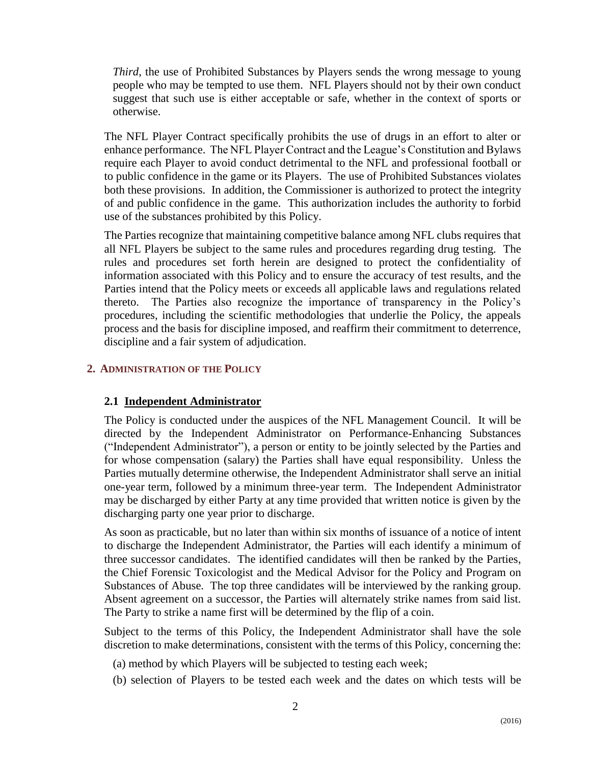*Third*, the use of Prohibited Substances by Players sends the wrong message to young people who may be tempted to use them. NFL Players should not by their own conduct suggest that such use is either acceptable or safe, whether in the context of sports or otherwise.

The NFL Player Contract specifically prohibits the use of drugs in an effort to alter or enhance performance. The NFL Player Contract and the League's Constitution and Bylaws require each Player to avoid conduct detrimental to the NFL and professional football or to public confidence in the game or its Players. The use of Prohibited Substances violates both these provisions. In addition, the Commissioner is authorized to protect the integrity of and public confidence in the game. This authorization includes the authority to forbid use of the substances prohibited by this Policy.

The Parties recognize that maintaining competitive balance among NFL clubs requires that all NFL Players be subject to the same rules and procedures regarding drug testing. The rules and procedures set forth herein are designed to protect the confidentiality of information associated with this Policy and to ensure the accuracy of test results, and the Parties intend that the Policy meets or exceeds all applicable laws and regulations related thereto. The Parties also recognize the importance of transparency in the Policy's procedures, including the scientific methodologies that underlie the Policy, the appeals process and the basis for discipline imposed, and reaffirm their commitment to deterrence, discipline and a fair system of adjudication.

## 2. Administration of the Policy

### 2.1 Independent Administrator

The Policy is conducted under the auspices of the NFL Management Council. It will be directed by the Independent Administrator on Performance-Enhancing Substances ("Independent Administrator"), a person or entity to be jointly selected by the Parties and for whose compensation (salary) the Parties shall have equal responsibility. Unless the Parties mutually determine otherwise, the Independent Administrator shall serve an initial one-year term, followed by a minimum three-year term. The Independent Administrator may be discharged by either Party at any time provided that written notice is given by the discharging party one year prior to discharge.

As soon as practicable, but no later than within six months of issuance of a notice of intent to discharge the Independent Administrator, the Parties will each identify a minimum of three successor candidates. The identified candidates will then be ranked by the Parties, the Chief Forensic Toxicologist and the Medical Advisor for the Policy and Program on Substances of Abuse. The top three candidates will be interviewed by the ranking group. Absent agreement on a successor, the Parties will alternately strike names from said list. The Party to strike a name first will be determined by the flip of a coin.

Subject to the terms of this Policy, the Independent Administrator shall have the sole discretion to make determinations, consistent with the terms of this Policy, concerning the:

(a) method by which Players will be subjected to testing each week;

(b) selection of Players to be tested each week and the dates on which tests will be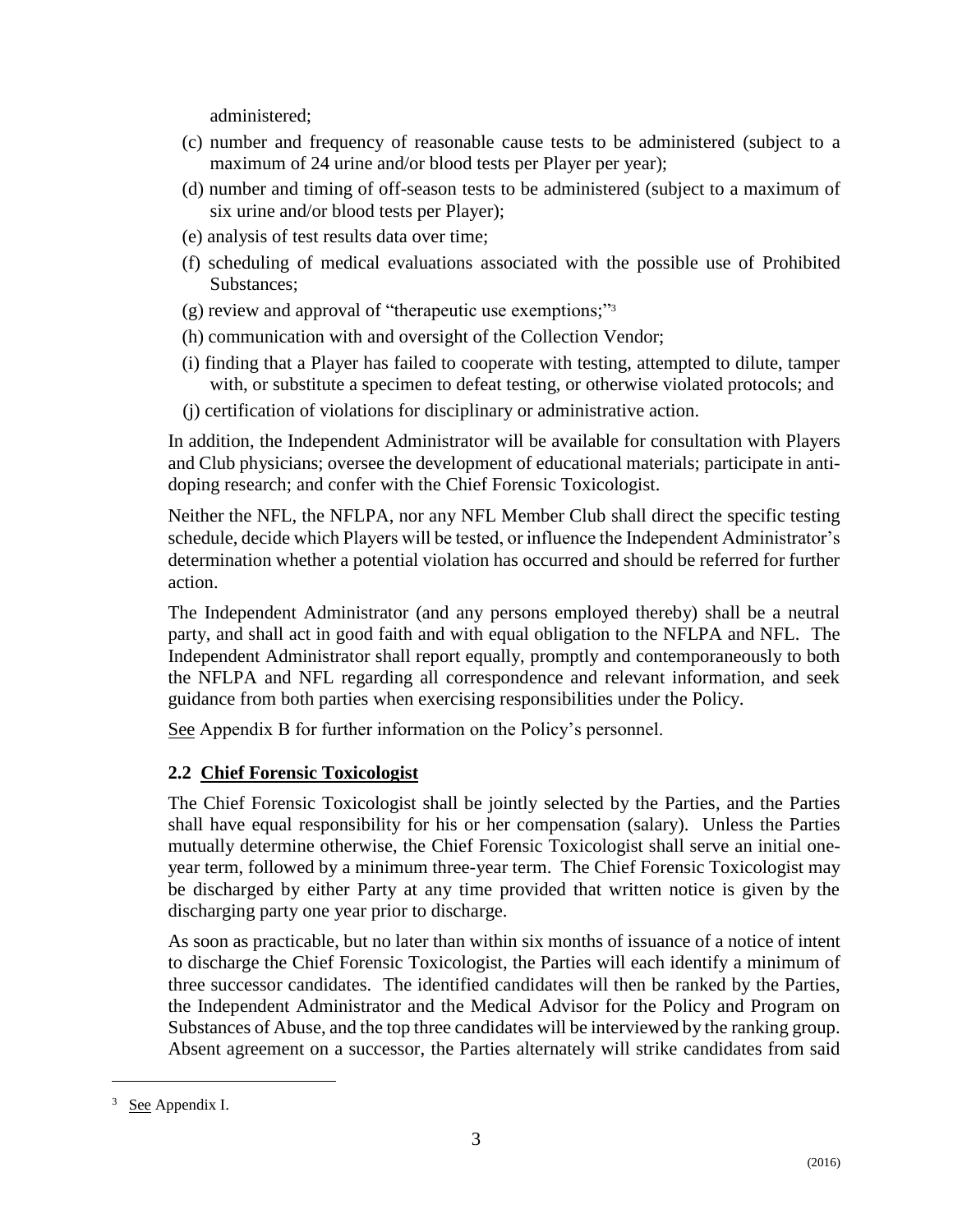administered;

(c) number and frequency of reasonable cause tests to be administered (subject to a maximum of 24 urine and/or blood tests per Player per year);

(d) number and timing of off-season tests to be administered (subject to a maximum of six urine and/or blood tests per Player);

(e) analysis of test results data over time;

(f) scheduling of medical evaluations associated with the possible use of Prohibited Substances;

(g) review and approval of "therapeutic use exemptions;"[3]

(h) communication with and oversight of the Collection Vendor;

(i) finding that a Player has failed to cooperate with testing, attempted to dilute, tamper with, or substitute a specimen to defeat testing, or otherwise violated protocols; and

(j) certification of violations for disciplinary or administrative action.

In addition, the Independent Administrator will be available for consultation with Players and Club physicians; oversee the development of educational materials; participate in anti-doping research; and confer with the Chief Forensic Toxicologist.

Neither the NFL, the NFLPA, nor any NFL Member Club shall direct the specific testing schedule, decide which Players will be tested, or influence the Independent Administrator's determination whether a potential violation has occurred and should be referred for further action.

The Independent Administrator (and any persons employed thereby) shall be a neutral party, and shall act in good faith and with equal obligation to the NFLPA and NFL. The Independent Administrator shall report equally, promptly and contemporaneously to both the NFLPA and NFL regarding all correspondence and relevant information, and seek guidance from both parties when exercising responsibilities under the Policy.

See Appendix B for further information on the Policy's personnel.

## 2.2 Chief Forensic Toxicologist

The Chief Forensic Toxicologist shall be jointly selected by the Parties, and the Parties shall have equal responsibility for his or her compensation (salary). Unless the Parties mutually determine otherwise, the Chief Forensic Toxicologist shall serve an initial one-year term, followed by a minimum three-year term. The Chief Forensic Toxicologist may be discharged by either Party at any time provided that written notice is given by the discharging party one year prior to discharge.

As soon as practicable, but no later than within six months of issuance of a notice of intent to discharge the Chief Forensic Toxicologist, the Parties will each identify a minimum of three successor candidates. The identified candidates will then be ranked by the Parties, the Independent Administrator and the Medical Advisor for the Policy and Program on Substances of Abuse, and the top three candidates will be interviewed by the ranking group. Absent agreement on a successor, the Parties alternately will strike candidates from said

---

[3] See Appendix I.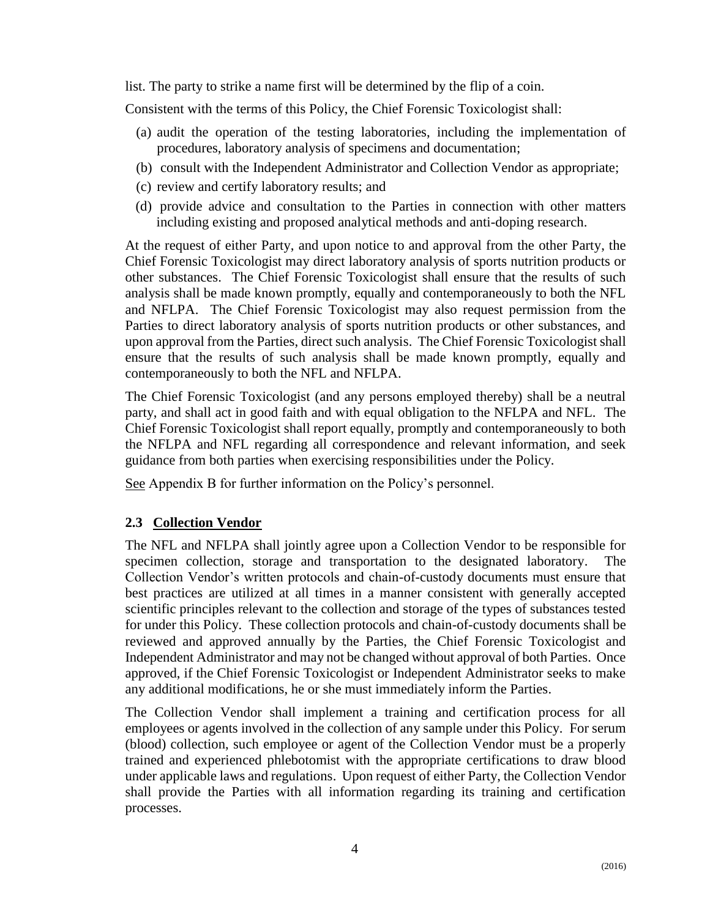list. The party to strike a name first will be determined by the flip of a coin.

Consistent with the terms of this Policy, the Chief Forensic Toxicologist shall:

(a) audit the operation of the testing laboratories, including the implementation of procedures, laboratory analysis of specimens and documentation;

(b) consult with the Independent Administrator and Collection Vendor as appropriate;

(c) review and certify laboratory results; and

(d) provide advice and consultation to the Parties in connection with other matters including existing and proposed analytical methods and anti-doping research.

At the request of either Party, and upon notice to and approval from the other Party, the Chief Forensic Toxicologist may direct laboratory analysis of sports nutrition products or other substances. The Chief Forensic Toxicologist shall ensure that the results of such analysis shall be made known promptly, equally and contemporaneously to both the NFL and NFLPA. The Chief Forensic Toxicologist may also request permission from the Parties to direct laboratory analysis of sports nutrition products or other substances, and upon approval from the Parties, direct such analysis. The Chief Forensic Toxicologist shall ensure that the results of such analysis shall be made known promptly, equally and contemporaneously to both the NFL and NFLPA.

The Chief Forensic Toxicologist (and any persons employed thereby) shall be a neutral party, and shall act in good faith and with equal obligation to the NFLPA and NFL. The Chief Forensic Toxicologist shall report equally, promptly and contemporaneously to both the NFLPA and NFL regarding all correspondence and relevant information, and seek guidance from both parties when exercising responsibilities under the Policy.

See Appendix B for further information on the Policy's personnel.

### 2.3 Collection Vendor

The NFL and NFLPA shall jointly agree upon a Collection Vendor to be responsible for specimen collection, storage and transportation to the designated laboratory. The Collection Vendor's written protocols and chain-of-custody documents must ensure that best practices are utilized at all times in a manner consistent with generally accepted scientific principles relevant to the collection and storage of the types of substances tested for under this Policy. These collection protocols and chain-of-custody documents shall be reviewed and approved annually by the Parties, the Chief Forensic Toxicologist and Independent Administrator and may not be changed without approval of both Parties. Once approved, if the Chief Forensic Toxicologist or Independent Administrator seeks to make any additional modifications, he or she must immediately inform the Parties.

The Collection Vendor shall implement a training and certification process for all employees or agents involved in the collection of any sample under this Policy. For serum (blood) collection, such employee or agent of the Collection Vendor must be a properly trained and experienced phlebotomist with the appropriate certifications to draw blood under applicable laws and regulations. Upon request of either Party, the Collection Vendor shall provide the Parties with all information regarding its training and certification processes.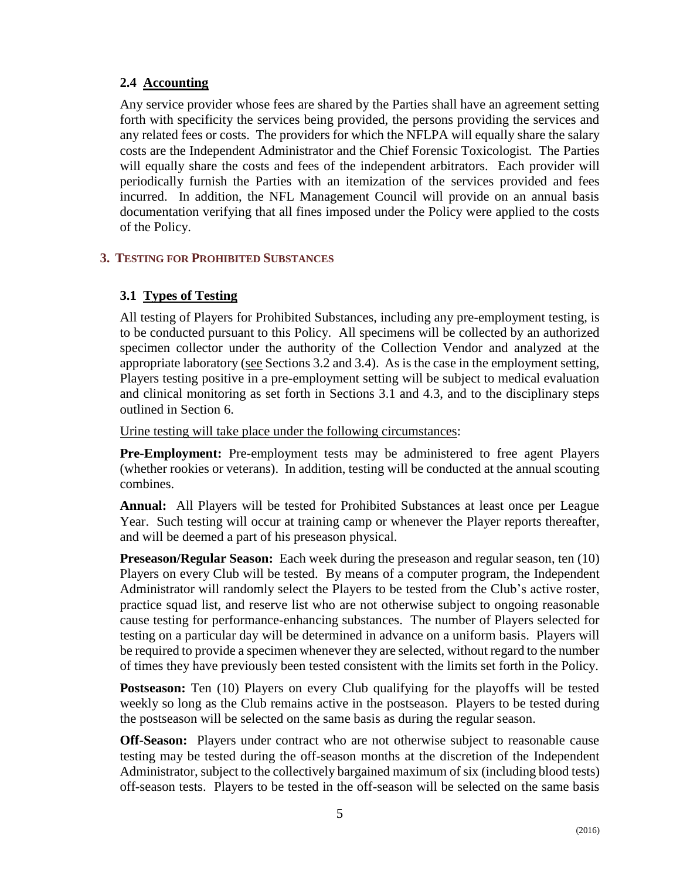### 2.4 Accounting

Any service provider whose fees are shared by the Parties shall have an agreement setting forth with specificity the services being provided, the persons providing the services and any related fees or costs. The providers for which the NFLPA will equally share the salary costs are the Independent Administrator and the Chief Forensic Toxicologist. The Parties will equally share the costs and fees of the independent arbitrators. Each provider will periodically furnish the Parties with an itemization of the services provided and fees incurred. In addition, the NFL Management Council will provide on an annual basis documentation verifying that all fines imposed under the Policy were applied to the costs of the Policy.

## 3. Testing for Prohibited Substances

### 3.1 Types of Testing

All testing of Players for Prohibited Substances, including any pre-employment testing, is to be conducted pursuant to this Policy. All specimens will be collected by an authorized specimen collector under the authority of the Collection Vendor and analyzed at the appropriate laboratory (see Sections 3.2 and 3.4). As is the case in the employment setting, Players testing positive in a pre-employment setting will be subject to medical evaluation and clinical monitoring as set forth in Sections 3.1 and 4.3, and to the disciplinary steps outlined in Section 6.

Urine testing will take place under the following circumstances:

**Pre-Employment:** Pre-employment tests may be administered to free agent Players (whether rookies or veterans). In addition, testing will be conducted at the annual scouting combines.

**Annual:** All Players will be tested for Prohibited Substances at least once per League Year. Such testing will occur at training camp or whenever the Player reports thereafter, and will be deemed a part of his preseason physical.

**Preseason/Regular Season:** Each week during the preseason and regular season, ten (10) Players on every Club will be tested. By means of a computer program, the Independent Administrator will randomly select the Players to be tested from the Club's active roster, practice squad list, and reserve list who are not otherwise subject to ongoing reasonable cause testing for performance-enhancing substances. The number of Players selected for testing on a particular day will be determined in advance on a uniform basis. Players will be required to provide a specimen whenever they are selected, without regard to the number of times they have previously been tested consistent with the limits set forth in the Policy.

**Postseason:** Ten (10) Players on every Club qualifying for the playoffs will be tested weekly so long as the Club remains active in the postseason. Players to be tested during the postseason will be selected on the same basis as during the regular season.

**Off-Season:** Players under contract who are not otherwise subject to reasonable cause testing may be tested during the off-season months at the discretion of the Independent Administrator, subject to the collectively bargained maximum of six (including blood tests) off-season tests. Players to be tested in the off-season will be selected on the same basis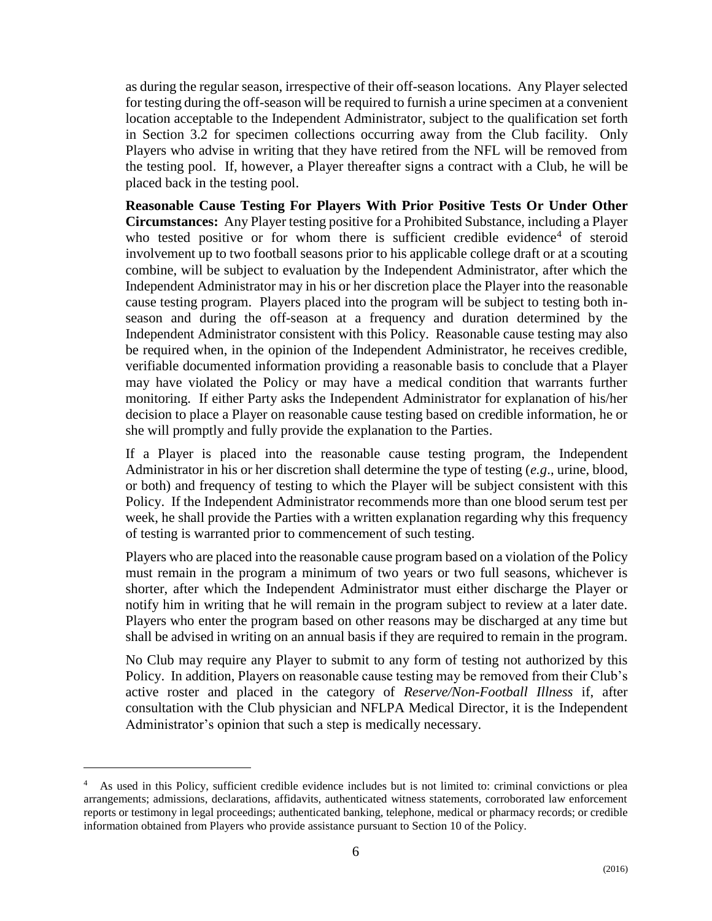as during the regular season, irrespective of their off-season locations. Any Player selected for testing during the off-season will be required to furnish a urine specimen at a convenient location acceptable to the Independent Administrator, subject to the qualification set forth in Section 3.2 for specimen collections occurring away from the Club facility. Only Players who advise in writing that they have retired from the NFL will be removed from the testing pool. If, however, a Player thereafter signs a contract with a Club, he will be placed back in the testing pool.

**Reasonable Cause Testing For Players With Prior Positive Tests Or Under Other Circumstances:** Any Player testing positive for a Prohibited Substance, including a Player who tested positive or for whom there is sufficient credible evidence[4] of steroid involvement up to two football seasons prior to his applicable college draft or at a scouting combine, will be subject to evaluation by the Independent Administrator, after which the Independent Administrator may in his or her discretion place the Player into the reasonable cause testing program. Players placed into the program will be subject to testing both in-season and during the off-season at a frequency and duration determined by the Independent Administrator consistent with this Policy. Reasonable cause testing may also be required when, in the opinion of the Independent Administrator, he receives credible, verifiable documented information providing a reasonable basis to conclude that a Player may have violated the Policy or may have a medical condition that warrants further monitoring. If either Party asks the Independent Administrator for explanation of his/her decision to place a Player on reasonable cause testing based on credible information, he or she will promptly and fully provide the explanation to the Parties.

If a Player is placed into the reasonable cause testing program, the Independent Administrator in his or her discretion shall determine the type of testing (*e.g*., urine, blood, or both) and frequency of testing to which the Player will be subject consistent with this Policy. If the Independent Administrator recommends more than one blood serum test per week, he shall provide the Parties with a written explanation regarding why this frequency of testing is warranted prior to commencement of such testing.

Players who are placed into the reasonable cause program based on a violation of the Policy must remain in the program a minimum of two years or two full seasons, whichever is shorter, after which the Independent Administrator must either discharge the Player or notify him in writing that he will remain in the program subject to review at a later date. Players who enter the program based on other reasons may be discharged at any time but shall be advised in writing on an annual basis if they are required to remain in the program.

No Club may require any Player to submit to any form of testing not authorized by this Policy. In addition, Players on reasonable cause testing may be removed from their Club's active roster and placed in the category of *Reserve/Non-Football Illness* if, after consultation with the Club physician and NFLPA Medical Director, it is the Independent Administrator's opinion that such a step is medically necessary.

---

[4] As used in this Policy, sufficient credible evidence includes but is not limited to: criminal convictions or plea arrangements; admissions, declarations, affidavits, authenticated witness statements, corroborated law enforcement reports or testimony in legal proceedings; authenticated banking, telephone, medical or pharmacy records; or credible information obtained from Players who provide assistance pursuant to Section 10 of the Policy.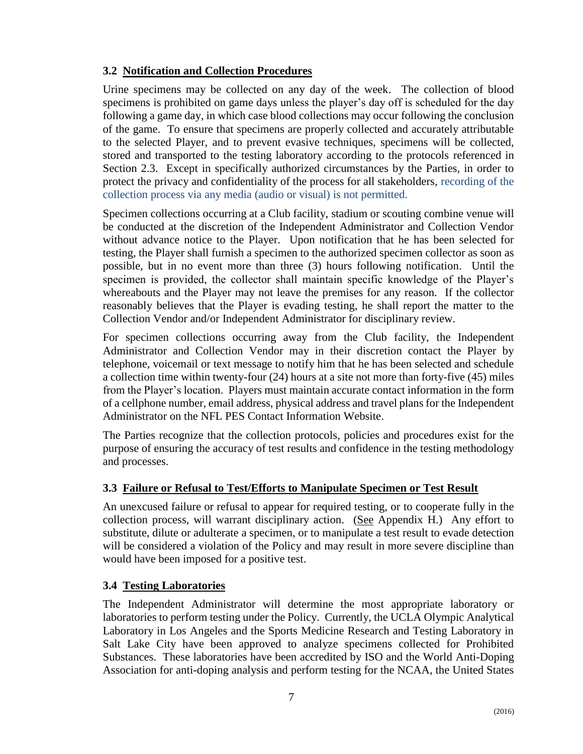### 3.2 Notification and Collection Procedures

Urine specimens may be collected on any day of the week. The collection of blood specimens is prohibited on game days unless the player's day off is scheduled for the day following a game day, in which case blood collections may occur following the conclusion of the game. To ensure that specimens are properly collected and accurately attributable to the selected Player, and to prevent evasive techniques, specimens will be collected, stored and transported to the testing laboratory according to the protocols referenced in Section 2.3. Except in specifically authorized circumstances by the Parties, in order to protect the privacy and confidentiality of the process for all stakeholders, recording of the collection process via any media (audio or visual) is not permitted.

Specimen collections occurring at a Club facility, stadium or scouting combine venue will be conducted at the discretion of the Independent Administrator and Collection Vendor without advance notice to the Player. Upon notification that he has been selected for testing, the Player shall furnish a specimen to the authorized specimen collector as soon as possible, but in no event more than three (3) hours following notification. Until the specimen is provided, the collector shall maintain specific knowledge of the Player's whereabouts and the Player may not leave the premises for any reason. If the collector reasonably believes that the Player is evading testing, he shall report the matter to the Collection Vendor and/or Independent Administrator for disciplinary review.

For specimen collections occurring away from the Club facility, the Independent Administrator and Collection Vendor may in their discretion contact the Player by telephone, voicemail or text message to notify him that he has been selected and schedule a collection time within twenty-four (24) hours at a site not more than forty-five (45) miles from the Player's location. Players must maintain accurate contact information in the form of a cellphone number, email address, physical address and travel plans for the Independent Administrator on the NFL PES Contact Information Website.

The Parties recognize that the collection protocols, policies and procedures exist for the purpose of ensuring the accuracy of test results and confidence in the testing methodology and processes.

### 3.3 Failure or Refusal to Test/Efforts to Manipulate Specimen or Test Result

An unexcused failure or refusal to appear for required testing, or to cooperate fully in the collection process, will warrant disciplinary action. (See Appendix H.) Any effort to substitute, dilute or adulterate a specimen, or to manipulate a test result to evade detection will be considered a violation of the Policy and may result in more severe discipline than would have been imposed for a positive test.

### 3.4 Testing Laboratories

The Independent Administrator will determine the most appropriate laboratory or laboratories to perform testing under the Policy. Currently, the UCLA Olympic Analytical Laboratory in Los Angeles and the Sports Medicine Research and Testing Laboratory in Salt Lake City have been approved to analyze specimens collected for Prohibited Substances. These laboratories have been accredited by ISO and the World Anti-Doping Association for anti-doping analysis and perform testing for the NCAA, the United States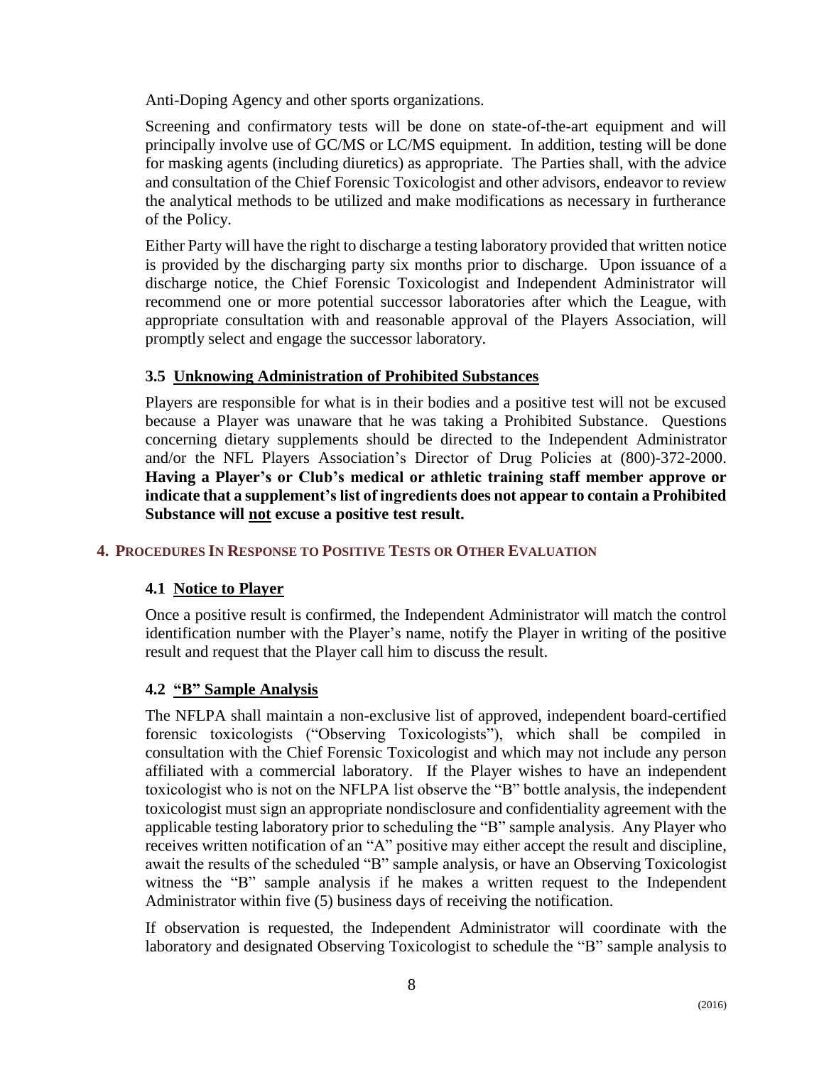Anti-Doping Agency and other sports organizations.

Screening and confirmatory tests will be done on state-of-the-art equipment and will principally involve use of GC/MS or LC/MS equipment. In addition, testing will be done for masking agents (including diuretics) as appropriate. The Parties shall, with the advice and consultation of the Chief Forensic Toxicologist and other advisors, endeavor to review the analytical methods to be utilized and make modifications as necessary in furtherance of the Policy.

Either Party will have the right to discharge a testing laboratory provided that written notice is provided by the discharging party six months prior to discharge. Upon issuance of a discharge notice, the Chief Forensic Toxicologist and Independent Administrator will recommend one or more potential successor laboratories after which the League, with appropriate consultation with and reasonable approval of the Players Association, will promptly select and engage the successor laboratory.

### 3.5 Unknowing Administration of Prohibited Substances

Players are responsible for what is in their bodies and a positive test will not be excused because a Player was unaware that he was taking a Prohibited Substance. Questions concerning dietary supplements should be directed to the Independent Administrator and/or the NFL Players Association's Director of Drug Policies at (800)-372-2000. **Having a Player's or Club's medical or athletic training staff member approve or indicate that a supplement's list of ingredients does not appear to contain a Prohibited Substance will not excuse a positive test result.**

## 4. Procedures In Response to Positive Tests or Other Evaluation

### 4.1 Notice to Player

Once a positive result is confirmed, the Independent Administrator will match the control identification number with the Player's name, notify the Player in writing of the positive result and request that the Player call him to discuss the result.

### 4.2 "B" Sample Analysis

The NFLPA shall maintain a non-exclusive list of approved, independent board-certified forensic toxicologists ("Observing Toxicologists"), which shall be compiled in consultation with the Chief Forensic Toxicologist and which may not include any person affiliated with a commercial laboratory. If the Player wishes to have an independent toxicologist who is not on the NFLPA list observe the "B" bottle analysis, the independent toxicologist must sign an appropriate nondisclosure and confidentiality agreement with the applicable testing laboratory prior to scheduling the "B" sample analysis. Any Player who receives written notification of an "A" positive may either accept the result and discipline, await the results of the scheduled "B" sample analysis, or have an Observing Toxicologist witness the "B" sample analysis if he makes a written request to the Independent Administrator within five (5) business days of receiving the notification.

If observation is requested, the Independent Administrator will coordinate with the laboratory and designated Observing Toxicologist to schedule the "B" sample analysis to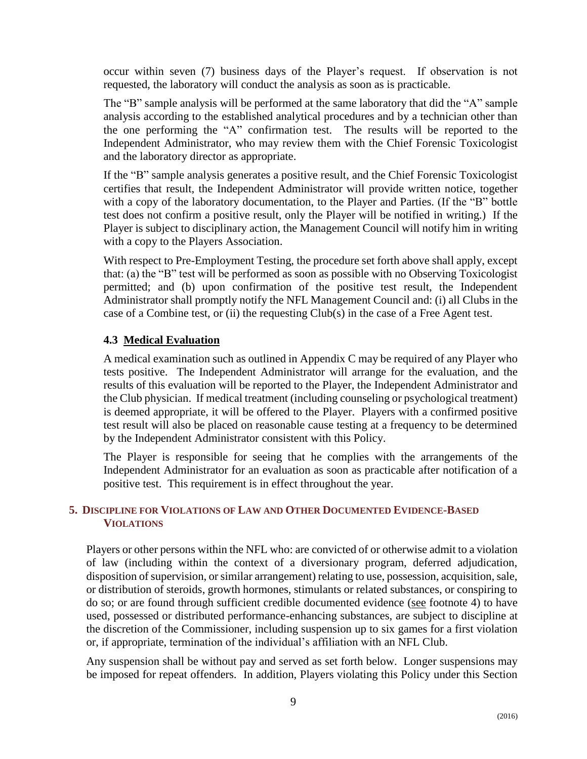occur within seven (7) business days of the Player's request. If observation is not requested, the laboratory will conduct the analysis as soon as is practicable.

The "B" sample analysis will be performed at the same laboratory that did the "A" sample analysis according to the established analytical procedures and by a technician other than the one performing the "A" confirmation test. The results will be reported to the Independent Administrator, who may review them with the Chief Forensic Toxicologist and the laboratory director as appropriate.

If the "B" sample analysis generates a positive result, and the Chief Forensic Toxicologist certifies that result, the Independent Administrator will provide written notice, together with a copy of the laboratory documentation, to the Player and Parties. (If the "B" bottle test does not confirm a positive result, only the Player will be notified in writing.) If the Player is subject to disciplinary action, the Management Council will notify him in writing with a copy to the Players Association.

With respect to Pre-Employment Testing, the procedure set forth above shall apply, except that: (a) the "B" test will be performed as soon as possible with no Observing Toxicologist permitted; and (b) upon confirmation of the positive test result, the Independent Administrator shall promptly notify the NFL Management Council and: (i) all Clubs in the case of a Combine test, or (ii) the requesting Club(s) in the case of a Free Agent test.

### 4.3 Medical Evaluation

A medical examination such as outlined in Appendix C may be required of any Player who tests positive. The Independent Administrator will arrange for the evaluation, and the results of this evaluation will be reported to the Player, the Independent Administrator and the Club physician. If medical treatment (including counseling or psychological treatment) is deemed appropriate, it will be offered to the Player. Players with a confirmed positive test result will also be placed on reasonable cause testing at a frequency to be determined by the Independent Administrator consistent with this Policy.

The Player is responsible for seeing that he complies with the arrangements of the Independent Administrator for an evaluation as soon as practicable after notification of a positive test. This requirement is in effect throughout the year.

## 5. Discipline for Violations of Law and Other Documented Evidence-Based Violations

Players or other persons within the NFL who: are convicted of or otherwise admit to a violation of law (including within the context of a diversionary program, deferred adjudication, disposition of supervision, or similar arrangement) relating to use, possession, acquisition, sale, or distribution of steroids, growth hormones, stimulants or related substances, or conspiring to do so; or are found through sufficient credible documented evidence (see footnote 4) to have used, possessed or distributed performance-enhancing substances, are subject to discipline at the discretion of the Commissioner, including suspension up to six games for a first violation or, if appropriate, termination of the individual's affiliation with an NFL Club.

Any suspension shall be without pay and served as set forth below. Longer suspensions may be imposed for repeat offenders. In addition, Players violating this Policy under this Section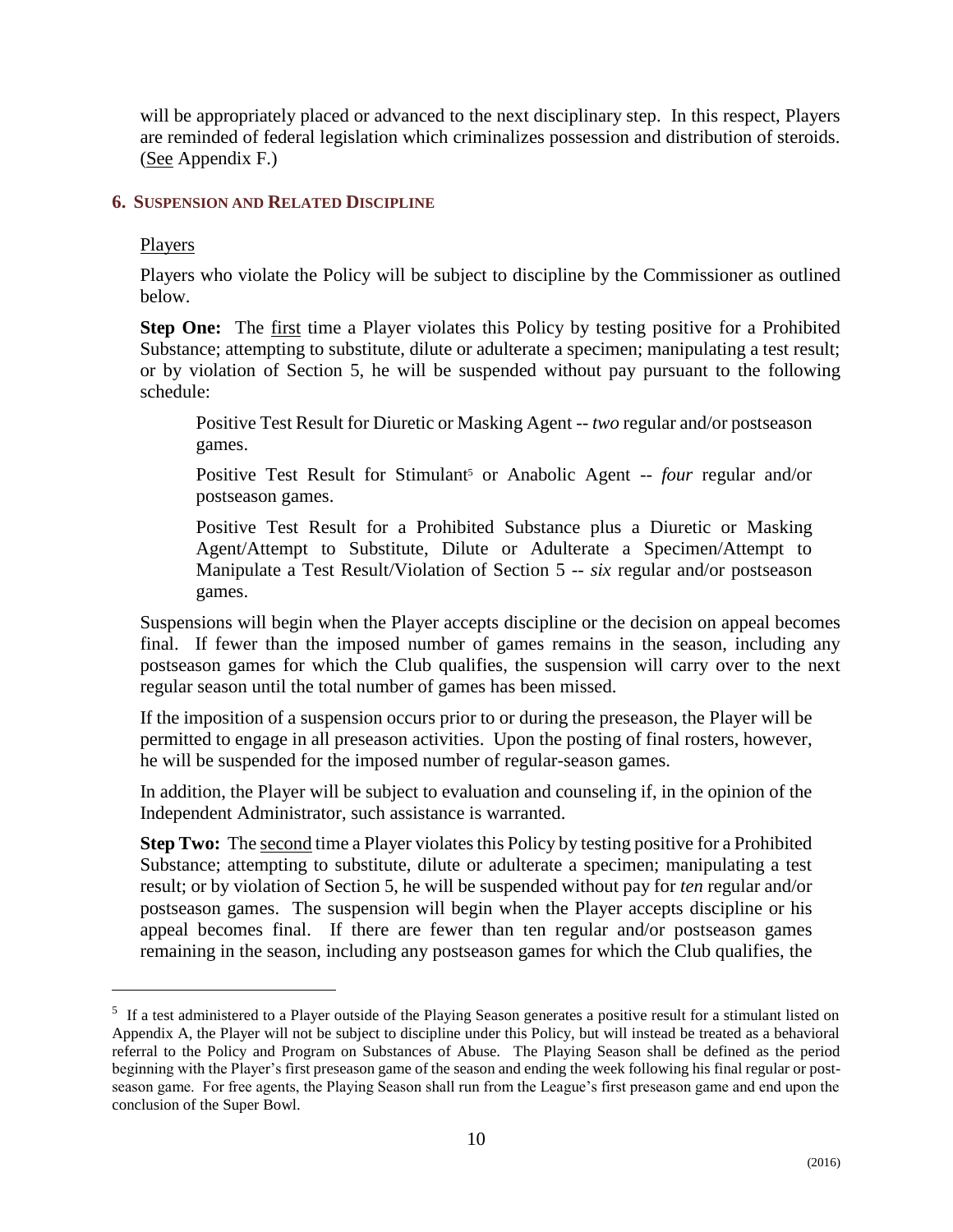will be appropriately placed or advanced to the next disciplinary step. In this respect, Players are reminded of federal legislation which criminalizes possession and distribution of steroids. (See Appendix F.)

## 6. Suspension and Related Discipline

Players

Players who violate the Policy will be subject to discipline by the Commissioner as outlined below.

**Step One:** The first time a Player violates this Policy by testing positive for a Prohibited Substance; attempting to substitute, dilute or adulterate a specimen; manipulating a test result; or by violation of Section 5, he will be suspended without pay pursuant to the following schedule:

> Positive Test Result for Diuretic or Masking Agent -- *two* regular and/or postseason games.
>
> Positive Test Result for Stimulant[5] or Anabolic Agent -- *four* regular and/or postseason games.
>
> Positive Test Result for a Prohibited Substance plus a Diuretic or Masking Agent/Attempt to Substitute, Dilute or Adulterate a Specimen/Attempt to Manipulate a Test Result/Violation of Section 5 -- *six* regular and/or postseason games.

Suspensions will begin when the Player accepts discipline or the decision on appeal becomes final. If fewer than the imposed number of games remains in the season, including any postseason games for which the Club qualifies, the suspension will carry over to the next regular season until the total number of games has been missed.

If the imposition of a suspension occurs prior to or during the preseason, the Player will be permitted to engage in all preseason activities. Upon the posting of final rosters, however, he will be suspended for the imposed number of regular-season games.

In addition, the Player will be subject to evaluation and counseling if, in the opinion of the Independent Administrator, such assistance is warranted.

**Step Two:** The second time a Player violates this Policy by testing positive for a Prohibited Substance; attempting to substitute, dilute or adulterate a specimen; manipulating a test result; or by violation of Section 5, he will be suspended without pay for *ten* regular and/or postseason games. The suspension will begin when the Player accepts discipline or his appeal becomes final. If there are fewer than ten regular and/or postseason games remaining in the season, including any postseason games for which the Club qualifies, the

---

[5] If a test administered to a Player outside of the Playing Season generates a positive result for a stimulant listed on Appendix A, the Player will not be subject to discipline under this Policy, but will instead be treated as a behavioral referral to the Policy and Program on Substances of Abuse. The Playing Season shall be defined as the period beginning with the Player's first preseason game of the season and ending the week following his final regular or post-season game. For free agents, the Playing Season shall run from the League's first preseason game and end upon the conclusion of the Super Bowl.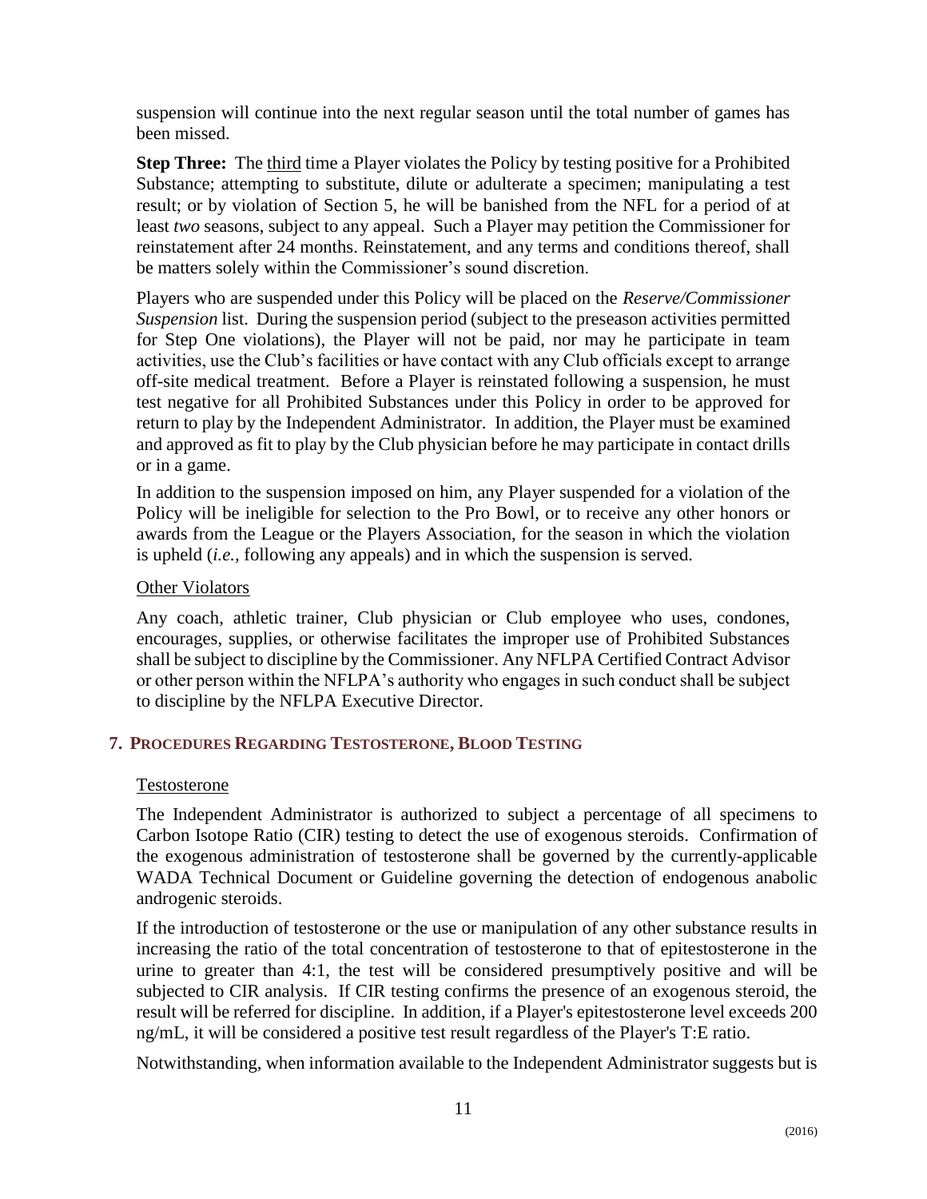suspension will continue into the next regular season until the total number of games has been missed.

**Step Three:** The third time a Player violates the Policy by testing positive for a Prohibited Substance; attempting to substitute, dilute or adulterate a specimen; manipulating a test result; or by violation of Section 5, he will be banished from the NFL for a period of at least *two* seasons, subject to any appeal. Such a Player may petition the Commissioner for reinstatement after 24 months. Reinstatement, and any terms and conditions thereof, shall be matters solely within the Commissioner's sound discretion.

Players who are suspended under this Policy will be placed on the *Reserve/Commissioner Suspension* list. During the suspension period (subject to the preseason activities permitted for Step One violations), the Player will not be paid, nor may he participate in team activities, use the Club's facilities or have contact with any Club officials except to arrange off-site medical treatment. Before a Player is reinstated following a suspension, he must test negative for all Prohibited Substances under this Policy in order to be approved for return to play by the Independent Administrator. In addition, the Player must be examined and approved as fit to play by the Club physician before he may participate in contact drills or in a game.

In addition to the suspension imposed on him, any Player suspended for a violation of the Policy will be ineligible for selection to the Pro Bowl, or to receive any other honors or awards from the League or the Players Association, for the season in which the violation is upheld (*i.e.,* following any appeals) and in which the suspension is served.

Other Violators

Any coach, athletic trainer, Club physician or Club employee who uses, condones, encourages, supplies, or otherwise facilitates the improper use of Prohibited Substances shall be subject to discipline by the Commissioner. Any NFLPA Certified Contract Advisor or other person within the NFLPA's authority who engages in such conduct shall be subject to discipline by the NFLPA Executive Director.

## 7. Procedures Regarding Testosterone, Blood Testing

Testosterone

The Independent Administrator is authorized to subject a percentage of all specimens to Carbon Isotope Ratio (CIR) testing to detect the use of exogenous steroids. Confirmation of the exogenous administration of testosterone shall be governed by the currently-applicable WADA Technical Document or Guideline governing the detection of endogenous anabolic androgenic steroids.

If the introduction of testosterone or the use or manipulation of any other substance results in increasing the ratio of the total concentration of testosterone to that of epitestosterone in the urine to greater than 4:1, the test will be considered presumptively positive and will be subjected to CIR analysis. If CIR testing confirms the presence of an exogenous steroid, the result will be referred for discipline. In addition, if a Player's epitestosterone level exceeds 200 ng/mL, it will be considered a positive test result regardless of the Player's T:E ratio.

Notwithstanding, when information available to the Independent Administrator suggests but is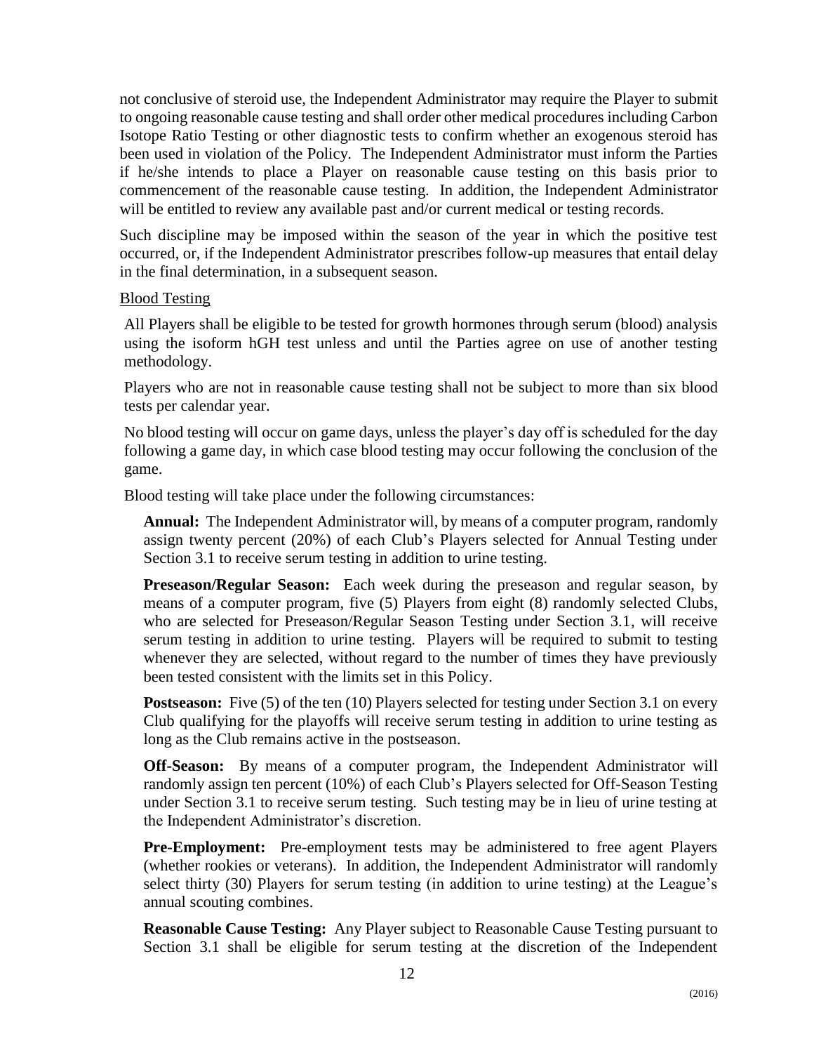not conclusive of steroid use, the Independent Administrator may require the Player to submit to ongoing reasonable cause testing and shall order other medical procedures including Carbon Isotope Ratio Testing or other diagnostic tests to confirm whether an exogenous steroid has been used in violation of the Policy. The Independent Administrator must inform the Parties if he/she intends to place a Player on reasonable cause testing on this basis prior to commencement of the reasonable cause testing. In addition, the Independent Administrator will be entitled to review any available past and/or current medical or testing records.

Such discipline may be imposed within the season of the year in which the positive test occurred, or, if the Independent Administrator prescribes follow-up measures that entail delay in the final determination, in a subsequent season.

Blood Testing

All Players shall be eligible to be tested for growth hormones through serum (blood) analysis using the isoform hGH test unless and until the Parties agree on use of another testing methodology.

Players who are not in reasonable cause testing shall not be subject to more than six blood tests per calendar year.

No blood testing will occur on game days, unless the player's day off is scheduled for the day following a game day, in which case blood testing may occur following the conclusion of the game.

Blood testing will take place under the following circumstances:

**Annual:** The Independent Administrator will, by means of a computer program, randomly assign twenty percent (20%) of each Club's Players selected for Annual Testing under Section 3.1 to receive serum testing in addition to urine testing.

**Preseason/Regular Season:** Each week during the preseason and regular season, by means of a computer program, five (5) Players from eight (8) randomly selected Clubs, who are selected for Preseason/Regular Season Testing under Section 3.1, will receive serum testing in addition to urine testing. Players will be required to submit to testing whenever they are selected, without regard to the number of times they have previously been tested consistent with the limits set in this Policy.

**Postseason:** Five (5) of the ten (10) Players selected for testing under Section 3.1 on every Club qualifying for the playoffs will receive serum testing in addition to urine testing as long as the Club remains active in the postseason.

**Off-Season:** By means of a computer program, the Independent Administrator will randomly assign ten percent (10%) of each Club's Players selected for Off-Season Testing under Section 3.1 to receive serum testing. Such testing may be in lieu of urine testing at the Independent Administrator's discretion.

**Pre-Employment:** Pre-employment tests may be administered to free agent Players (whether rookies or veterans). In addition, the Independent Administrator will randomly select thirty (30) Players for serum testing (in addition to urine testing) at the League's annual scouting combines.

**Reasonable Cause Testing:** Any Player subject to Reasonable Cause Testing pursuant to Section 3.1 shall be eligible for serum testing at the discretion of the Independent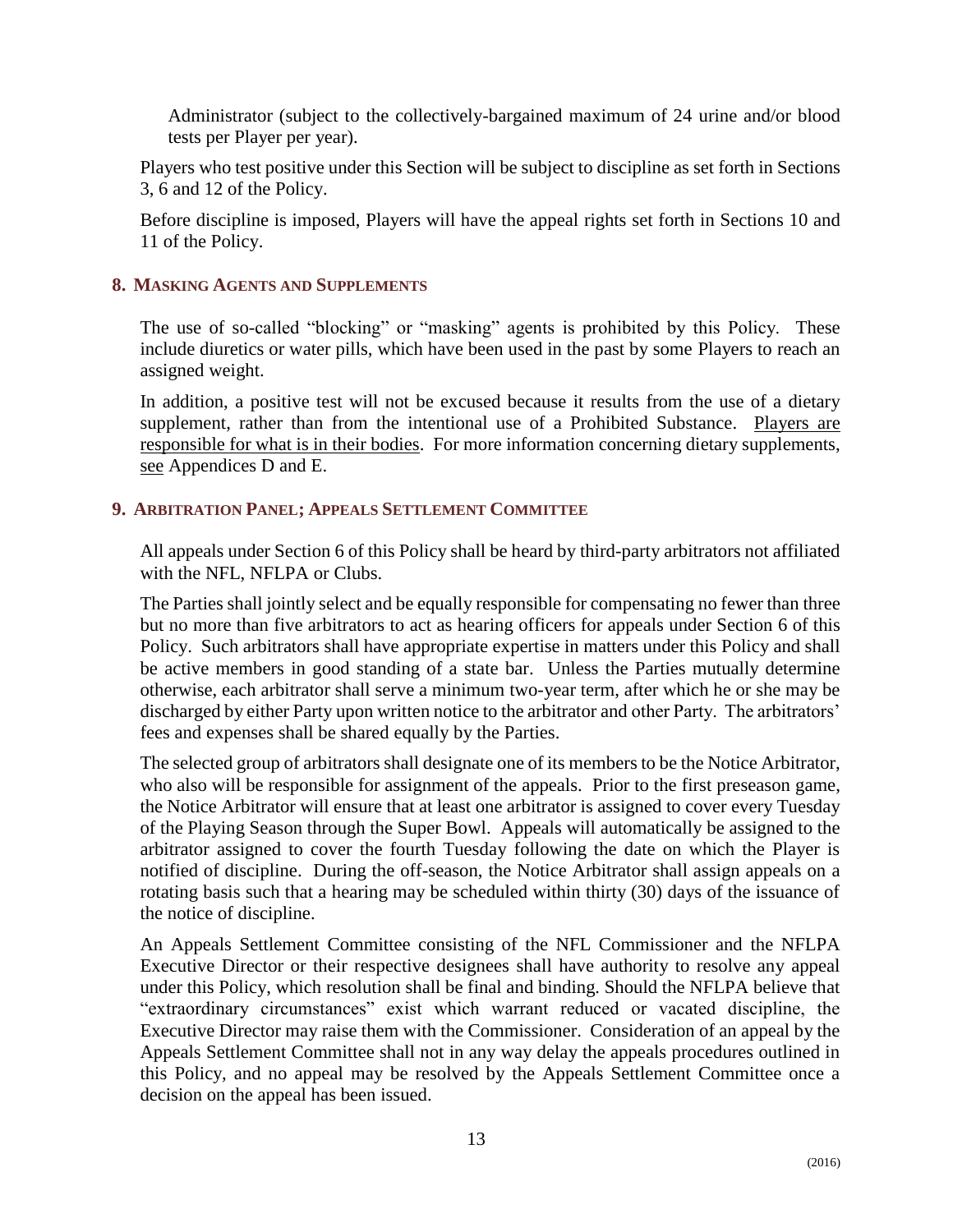Administrator (subject to the collectively-bargained maximum of 24 urine and/or blood tests per Player per year).

Players who test positive under this Section will be subject to discipline as set forth in Sections 3, 6 and 12 of the Policy.

Before discipline is imposed, Players will have the appeal rights set forth in Sections 10 and 11 of the Policy.

## 8. MASKING AGENTS AND SUPPLEMENTS

The use of so-called "blocking" or "masking" agents is prohibited by this Policy. These include diuretics or water pills, which have been used in the past by some Players to reach an assigned weight.

In addition, a positive test will not be excused because it results from the use of a dietary supplement, rather than from the intentional use of a Prohibited Substance. Players are responsible for what is in their bodies. For more information concerning dietary supplements, see Appendices D and E.

## 9. ARBITRATION PANEL; APPEALS SETTLEMENT COMMITTEE

All appeals under Section 6 of this Policy shall be heard by third-party arbitrators not affiliated with the NFL, NFLPA or Clubs.

The Parties shall jointly select and be equally responsible for compensating no fewer than three but no more than five arbitrators to act as hearing officers for appeals under Section 6 of this Policy. Such arbitrators shall have appropriate expertise in matters under this Policy and shall be active members in good standing of a state bar. Unless the Parties mutually determine otherwise, each arbitrator shall serve a minimum two-year term, after which he or she may be discharged by either Party upon written notice to the arbitrator and other Party. The arbitrators' fees and expenses shall be shared equally by the Parties.

The selected group of arbitrators shall designate one of its members to be the Notice Arbitrator, who also will be responsible for assignment of the appeals. Prior to the first preseason game, the Notice Arbitrator will ensure that at least one arbitrator is assigned to cover every Tuesday of the Playing Season through the Super Bowl. Appeals will automatically be assigned to the arbitrator assigned to cover the fourth Tuesday following the date on which the Player is notified of discipline. During the off-season, the Notice Arbitrator shall assign appeals on a rotating basis such that a hearing may be scheduled within thirty (30) days of the issuance of the notice of discipline.

An Appeals Settlement Committee consisting of the NFL Commissioner and the NFLPA Executive Director or their respective designees shall have authority to resolve any appeal under this Policy, which resolution shall be final and binding. Should the NFLPA believe that "extraordinary circumstances" exist which warrant reduced or vacated discipline, the Executive Director may raise them with the Commissioner. Consideration of an appeal by the Appeals Settlement Committee shall not in any way delay the appeals procedures outlined in this Policy, and no appeal may be resolved by the Appeals Settlement Committee once a decision on the appeal has been issued.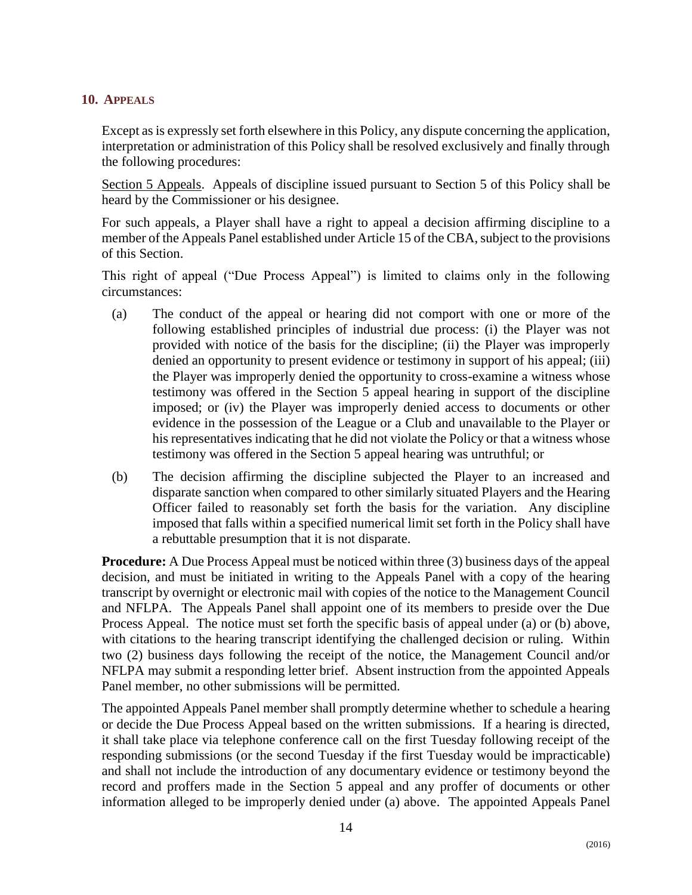## 10. APPEALS

Except as is expressly set forth elsewhere in this Policy, any dispute concerning the application, interpretation or administration of this Policy shall be resolved exclusively and finally through the following procedures:

Section 5 Appeals. Appeals of discipline issued pursuant to Section 5 of this Policy shall be heard by the Commissioner or his designee.

For such appeals, a Player shall have a right to appeal a decision affirming discipline to a member of the Appeals Panel established under Article 15 of the CBA, subject to the provisions of this Section.

This right of appeal ("Due Process Appeal") is limited to claims only in the following circumstances:

(a) The conduct of the appeal or hearing did not comport with one or more of the following established principles of industrial due process: (i) the Player was not provided with notice of the basis for the discipline; (ii) the Player was improperly denied an opportunity to present evidence or testimony in support of his appeal; (iii) the Player was improperly denied the opportunity to cross-examine a witness whose testimony was offered in the Section 5 appeal hearing in support of the discipline imposed; or (iv) the Player was improperly denied access to documents or other evidence in the possession of the League or a Club and unavailable to the Player or his representatives indicating that he did not violate the Policy or that a witness whose testimony was offered in the Section 5 appeal hearing was untruthful; or

(b) The decision affirming the discipline subjected the Player to an increased and disparate sanction when compared to other similarly situated Players and the Hearing Officer failed to reasonably set forth the basis for the variation. Any discipline imposed that falls within a specified numerical limit set forth in the Policy shall have a rebuttable presumption that it is not disparate.

**Procedure:** A Due Process Appeal must be noticed within three (3) business days of the appeal decision, and must be initiated in writing to the Appeals Panel with a copy of the hearing transcript by overnight or electronic mail with copies of the notice to the Management Council and NFLPA. The Appeals Panel shall appoint one of its members to preside over the Due Process Appeal. The notice must set forth the specific basis of appeal under (a) or (b) above, with citations to the hearing transcript identifying the challenged decision or ruling. Within two (2) business days following the receipt of the notice, the Management Council and/or NFLPA may submit a responding letter brief. Absent instruction from the appointed Appeals Panel member, no other submissions will be permitted.

The appointed Appeals Panel member shall promptly determine whether to schedule a hearing or decide the Due Process Appeal based on the written submissions. If a hearing is directed, it shall take place via telephone conference call on the first Tuesday following receipt of the responding submissions (or the second Tuesday if the first Tuesday would be impracticable) and shall not include the introduction of any documentary evidence or testimony beyond the record and proffers made in the Section 5 appeal and any proffer of documents or other information alleged to be improperly denied under (a) above. The appointed Appeals Panel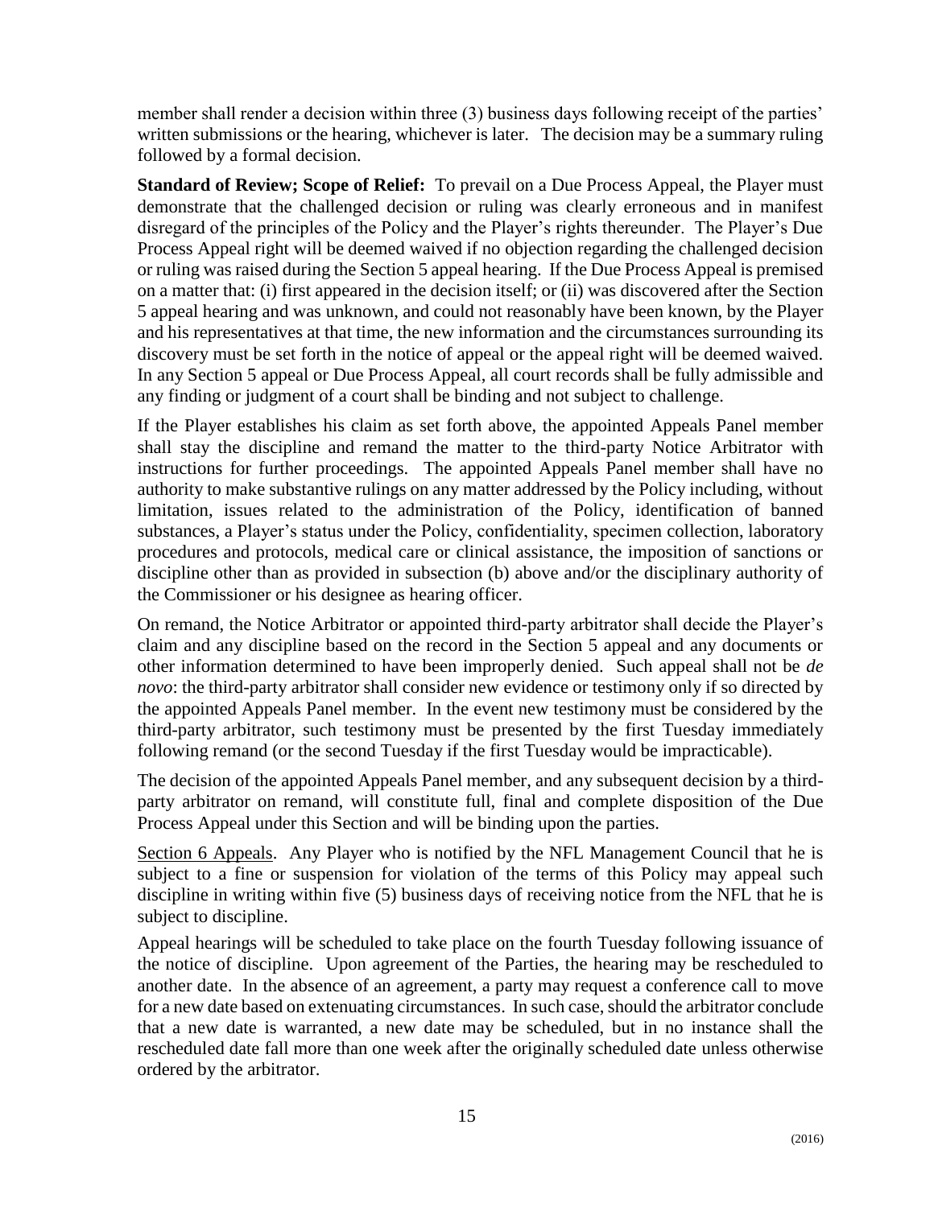member shall render a decision within three (3) business days following receipt of the parties' written submissions or the hearing, whichever is later. The decision may be a summary ruling followed by a formal decision.

**Standard of Review; Scope of Relief:** To prevail on a Due Process Appeal, the Player must demonstrate that the challenged decision or ruling was clearly erroneous and in manifest disregard of the principles of the Policy and the Player's rights thereunder. The Player's Due Process Appeal right will be deemed waived if no objection regarding the challenged decision or ruling was raised during the Section 5 appeal hearing. If the Due Process Appeal is premised on a matter that: (i) first appeared in the decision itself; or (ii) was discovered after the Section 5 appeal hearing and was unknown, and could not reasonably have been known, by the Player and his representatives at that time, the new information and the circumstances surrounding its discovery must be set forth in the notice of appeal or the appeal right will be deemed waived. In any Section 5 appeal or Due Process Appeal, all court records shall be fully admissible and any finding or judgment of a court shall be binding and not subject to challenge.

If the Player establishes his claim as set forth above, the appointed Appeals Panel member shall stay the discipline and remand the matter to the third-party Notice Arbitrator with instructions for further proceedings. The appointed Appeals Panel member shall have no authority to make substantive rulings on any matter addressed by the Policy including, without limitation, issues related to the administration of the Policy, identification of banned substances, a Player's status under the Policy, confidentiality, specimen collection, laboratory procedures and protocols, medical care or clinical assistance, the imposition of sanctions or discipline other than as provided in subsection (b) above and/or the disciplinary authority of the Commissioner or his designee as hearing officer.

On remand, the Notice Arbitrator or appointed third-party arbitrator shall decide the Player's claim and any discipline based on the record in the Section 5 appeal and any documents or other information determined to have been improperly denied. Such appeal shall not be *de novo*: the third-party arbitrator shall consider new evidence or testimony only if so directed by the appointed Appeals Panel member. In the event new testimony must be considered by the third-party arbitrator, such testimony must be presented by the first Tuesday immediately following remand (or the second Tuesday if the first Tuesday would be impracticable).

The decision of the appointed Appeals Panel member, and any subsequent decision by a third-party arbitrator on remand, will constitute full, final and complete disposition of the Due Process Appeal under this Section and will be binding upon the parties.

<u>Section 6 Appeals</u>. Any Player who is notified by the NFL Management Council that he is subject to a fine or suspension for violation of the terms of this Policy may appeal such discipline in writing within five (5) business days of receiving notice from the NFL that he is subject to discipline.

Appeal hearings will be scheduled to take place on the fourth Tuesday following issuance of the notice of discipline. Upon agreement of the Parties, the hearing may be rescheduled to another date. In the absence of an agreement, a party may request a conference call to move for a new date based on extenuating circumstances. In such case, should the arbitrator conclude that a new date is warranted, a new date may be scheduled, but in no instance shall the rescheduled date fall more than one week after the originally scheduled date unless otherwise ordered by the arbitrator.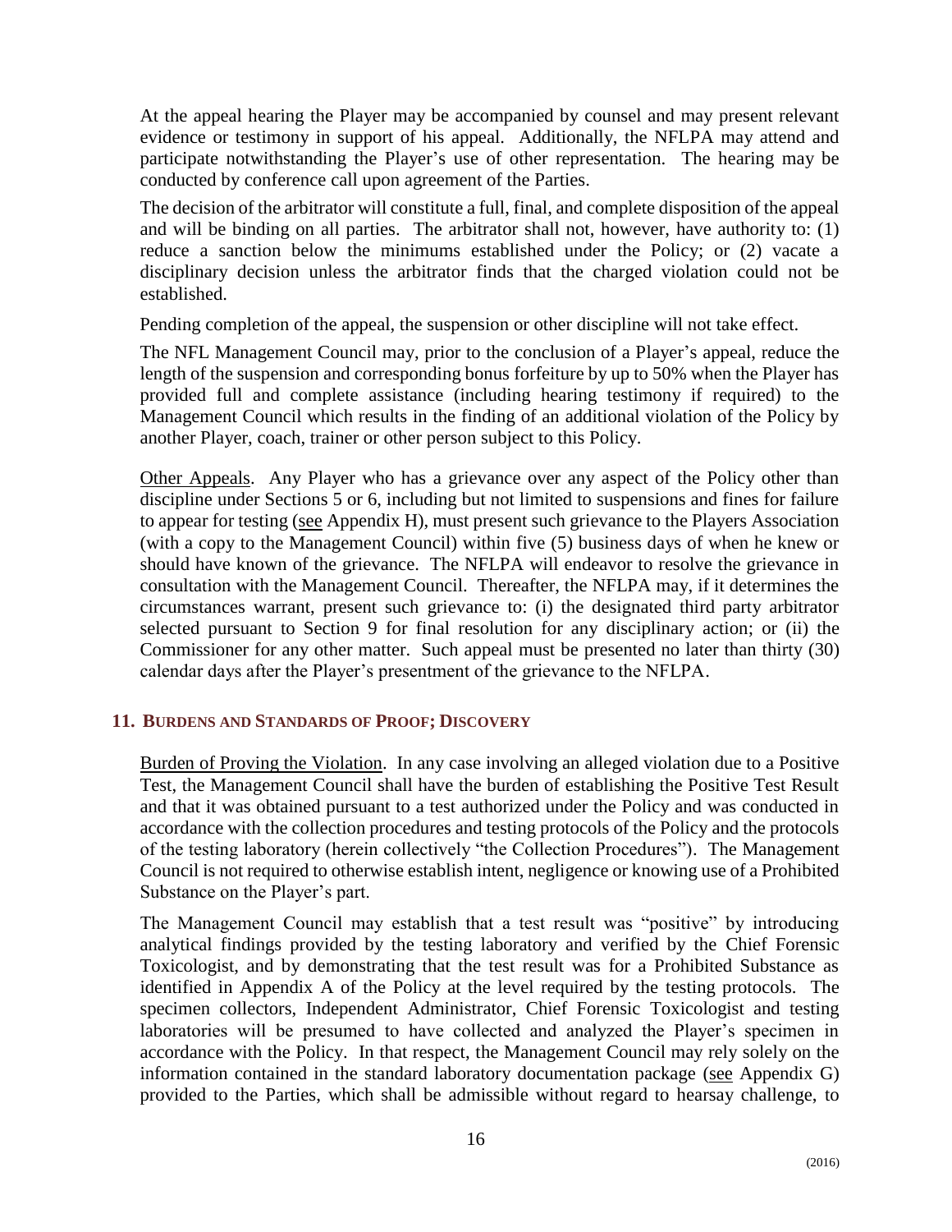At the appeal hearing the Player may be accompanied by counsel and may present relevant evidence or testimony in support of his appeal. Additionally, the NFLPA may attend and participate notwithstanding the Player's use of other representation. The hearing may be conducted by conference call upon agreement of the Parties.

The decision of the arbitrator will constitute a full, final, and complete disposition of the appeal and will be binding on all parties. The arbitrator shall not, however, have authority to: (1) reduce a sanction below the minimums established under the Policy; or (2) vacate a disciplinary decision unless the arbitrator finds that the charged violation could not be established.

Pending completion of the appeal, the suspension or other discipline will not take effect.

The NFL Management Council may, prior to the conclusion of a Player's appeal, reduce the length of the suspension and corresponding bonus forfeiture by up to 50% when the Player has provided full and complete assistance (including hearing testimony if required) to the Management Council which results in the finding of an additional violation of the Policy by another Player, coach, trainer or other person subject to this Policy.

Other Appeals. Any Player who has a grievance over any aspect of the Policy other than discipline under Sections 5 or 6, including but not limited to suspensions and fines for failure to appear for testing (see Appendix H), must present such grievance to the Players Association (with a copy to the Management Council) within five (5) business days of when he knew or should have known of the grievance. The NFLPA will endeavor to resolve the grievance in consultation with the Management Council. Thereafter, the NFLPA may, if it determines the circumstances warrant, present such grievance to: (i) the designated third party arbitrator selected pursuant to Section 9 for final resolution for any disciplinary action; or (ii) the Commissioner for any other matter. Such appeal must be presented no later than thirty (30) calendar days after the Player's presentment of the grievance to the NFLPA.

## 11. BURDENS AND STANDARDS OF PROOF; DISCOVERY

Burden of Proving the Violation. In any case involving an alleged violation due to a Positive Test, the Management Council shall have the burden of establishing the Positive Test Result and that it was obtained pursuant to a test authorized under the Policy and was conducted in accordance with the collection procedures and testing protocols of the Policy and the protocols of the testing laboratory (herein collectively "the Collection Procedures"). The Management Council is not required to otherwise establish intent, negligence or knowing use of a Prohibited Substance on the Player's part.

The Management Council may establish that a test result was "positive" by introducing analytical findings provided by the testing laboratory and verified by the Chief Forensic Toxicologist, and by demonstrating that the test result was for a Prohibited Substance as identified in Appendix A of the Policy at the level required by the testing protocols. The specimen collectors, Independent Administrator, Chief Forensic Toxicologist and testing laboratories will be presumed to have collected and analyzed the Player's specimen in accordance with the Policy. In that respect, the Management Council may rely solely on the information contained in the standard laboratory documentation package (see Appendix G) provided to the Parties, which shall be admissible without regard to hearsay challenge, to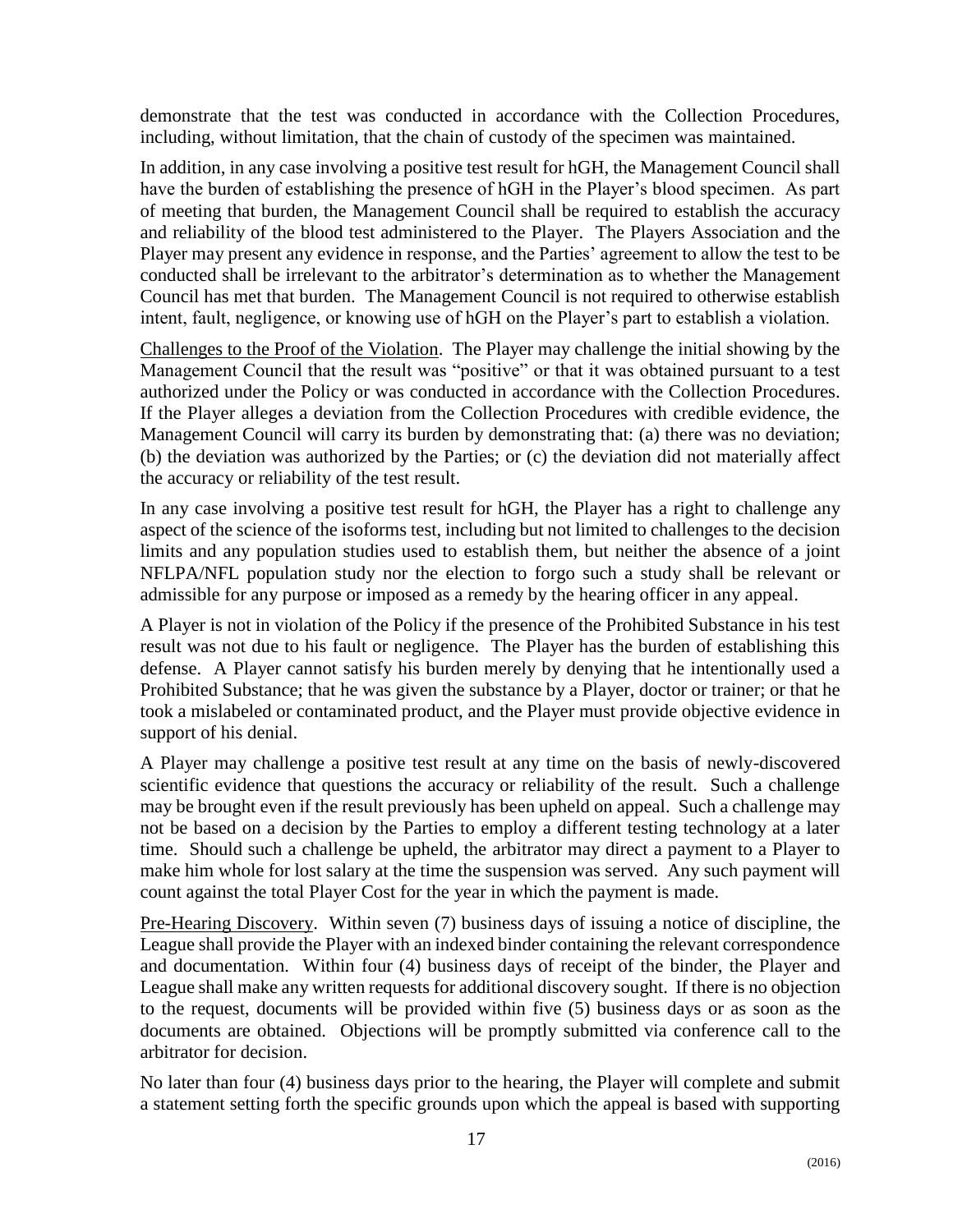demonstrate that the test was conducted in accordance with the Collection Procedures, including, without limitation, that the chain of custody of the specimen was maintained.

In addition, in any case involving a positive test result for hGH, the Management Council shall have the burden of establishing the presence of hGH in the Player's blood specimen. As part of meeting that burden, the Management Council shall be required to establish the accuracy and reliability of the blood test administered to the Player. The Players Association and the Player may present any evidence in response, and the Parties' agreement to allow the test to be conducted shall be irrelevant to the arbitrator's determination as to whether the Management Council has met that burden. The Management Council is not required to otherwise establish intent, fault, negligence, or knowing use of hGH on the Player's part to establish a violation.

Challenges to the Proof of the Violation. The Player may challenge the initial showing by the Management Council that the result was "positive" or that it was obtained pursuant to a test authorized under the Policy or was conducted in accordance with the Collection Procedures. If the Player alleges a deviation from the Collection Procedures with credible evidence, the Management Council will carry its burden by demonstrating that: (a) there was no deviation; (b) the deviation was authorized by the Parties; or (c) the deviation did not materially affect the accuracy or reliability of the test result.

In any case involving a positive test result for hGH, the Player has a right to challenge any aspect of the science of the isoforms test, including but not limited to challenges to the decision limits and any population studies used to establish them, but neither the absence of a joint NFLPA/NFL population study nor the election to forgo such a study shall be relevant or admissible for any purpose or imposed as a remedy by the hearing officer in any appeal.

A Player is not in violation of the Policy if the presence of the Prohibited Substance in his test result was not due to his fault or negligence. The Player has the burden of establishing this defense. A Player cannot satisfy his burden merely by denying that he intentionally used a Prohibited Substance; that he was given the substance by a Player, doctor or trainer; or that he took a mislabeled or contaminated product, and the Player must provide objective evidence in support of his denial.

A Player may challenge a positive test result at any time on the basis of newly-discovered scientific evidence that questions the accuracy or reliability of the result. Such a challenge may be brought even if the result previously has been upheld on appeal. Such a challenge may not be based on a decision by the Parties to employ a different testing technology at a later time. Should such a challenge be upheld, the arbitrator may direct a payment to a Player to make him whole for lost salary at the time the suspension was served. Any such payment will count against the total Player Cost for the year in which the payment is made.

Pre-Hearing Discovery. Within seven (7) business days of issuing a notice of discipline, the League shall provide the Player with an indexed binder containing the relevant correspondence and documentation. Within four (4) business days of receipt of the binder, the Player and League shall make any written requests for additional discovery sought. If there is no objection to the request, documents will be provided within five (5) business days or as soon as the documents are obtained. Objections will be promptly submitted via conference call to the arbitrator for decision.

No later than four (4) business days prior to the hearing, the Player will complete and submit a statement setting forth the specific grounds upon which the appeal is based with supporting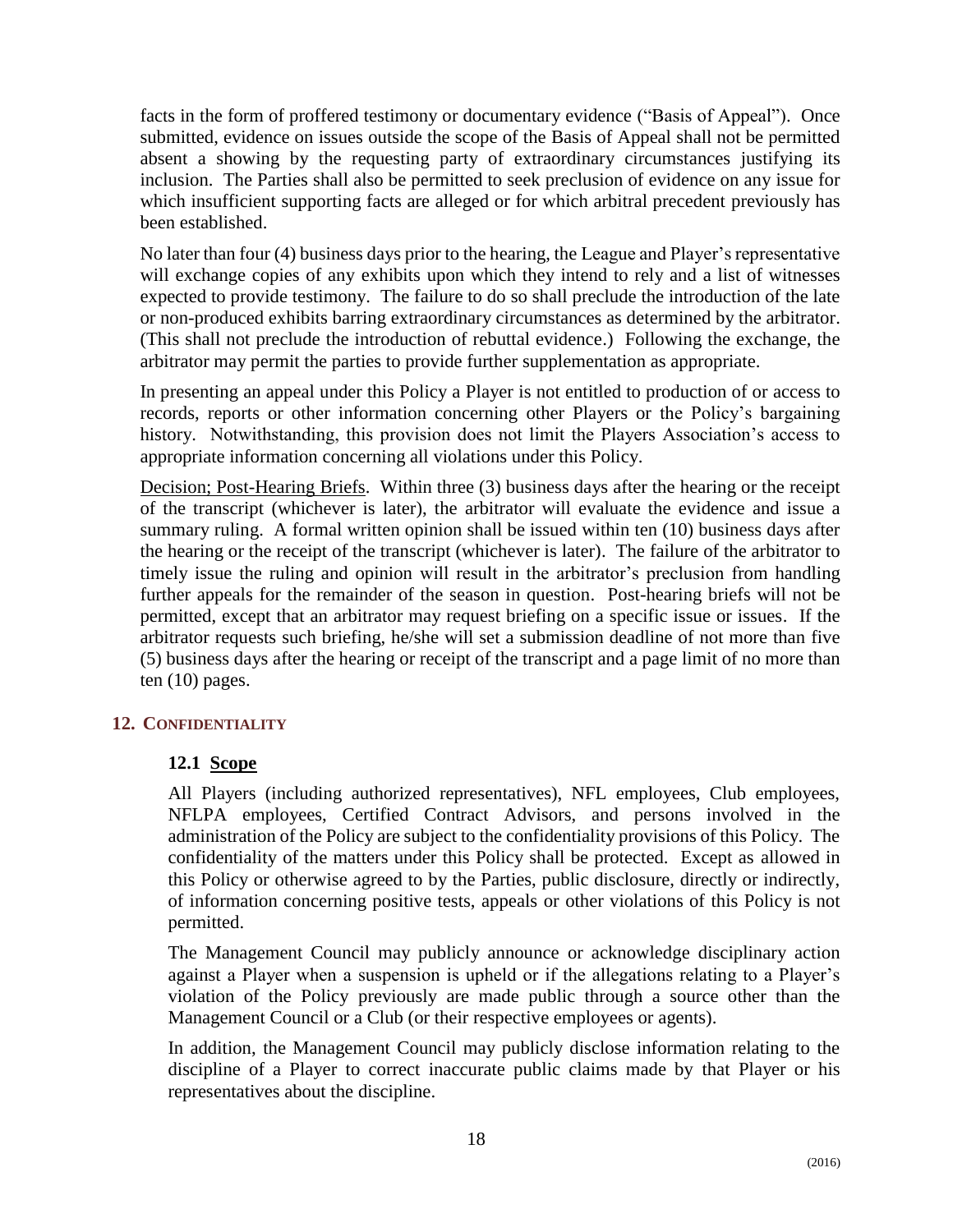facts in the form of proffered testimony or documentary evidence ("Basis of Appeal"). Once submitted, evidence on issues outside the scope of the Basis of Appeal shall not be permitted absent a showing by the requesting party of extraordinary circumstances justifying its inclusion. The Parties shall also be permitted to seek preclusion of evidence on any issue for which insufficient supporting facts are alleged or for which arbitral precedent previously has been established.

No later than four (4) business days prior to the hearing, the League and Player's representative will exchange copies of any exhibits upon which they intend to rely and a list of witnesses expected to provide testimony. The failure to do so shall preclude the introduction of the late or non-produced exhibits barring extraordinary circumstances as determined by the arbitrator. (This shall not preclude the introduction of rebuttal evidence.) Following the exchange, the arbitrator may permit the parties to provide further supplementation as appropriate.

In presenting an appeal under this Policy a Player is not entitled to production of or access to records, reports or other information concerning other Players or the Policy's bargaining history. Notwithstanding, this provision does not limit the Players Association's access to appropriate information concerning all violations under this Policy.

Decision; Post-Hearing Briefs. Within three (3) business days after the hearing or the receipt of the transcript (whichever is later), the arbitrator will evaluate the evidence and issue a summary ruling. A formal written opinion shall be issued within ten (10) business days after the hearing or the receipt of the transcript (whichever is later). The failure of the arbitrator to timely issue the ruling and opinion will result in the arbitrator's preclusion from handling further appeals for the remainder of the season in question. Post-hearing briefs will not be permitted, except that an arbitrator may request briefing on a specific issue or issues. If the arbitrator requests such briefing, he/she will set a submission deadline of not more than five (5) business days after the hearing or receipt of the transcript and a page limit of no more than ten (10) pages.

## 12. CONFIDENTIALITY

### 12.1 Scope

All Players (including authorized representatives), NFL employees, Club employees, NFLPA employees, Certified Contract Advisors, and persons involved in the administration of the Policy are subject to the confidentiality provisions of this Policy. The confidentiality of the matters under this Policy shall be protected. Except as allowed in this Policy or otherwise agreed to by the Parties, public disclosure, directly or indirectly, of information concerning positive tests, appeals or other violations of this Policy is not permitted.

The Management Council may publicly announce or acknowledge disciplinary action against a Player when a suspension is upheld or if the allegations relating to a Player's violation of the Policy previously are made public through a source other than the Management Council or a Club (or their respective employees or agents).

In addition, the Management Council may publicly disclose information relating to the discipline of a Player to correct inaccurate public claims made by that Player or his representatives about the discipline.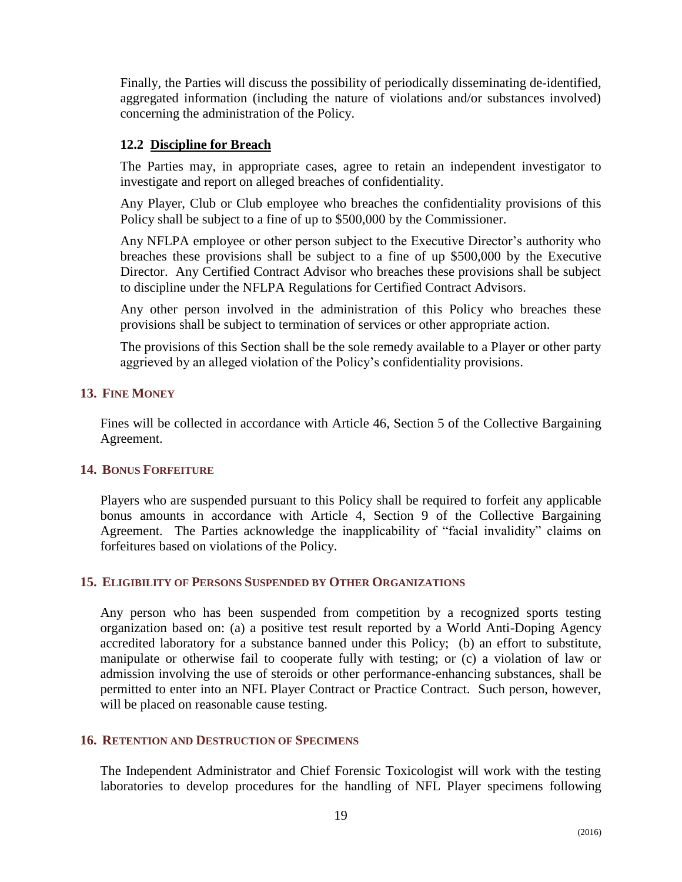Finally, the Parties will discuss the possibility of periodically disseminating de-identified, aggregated information (including the nature of violations and/or substances involved) concerning the administration of the Policy.

### 12.2 Discipline for Breach

The Parties may, in appropriate cases, agree to retain an independent investigator to investigate and report on alleged breaches of confidentiality.

Any Player, Club or Club employee who breaches the confidentiality provisions of this Policy shall be subject to a fine of up to $500,000 by the Commissioner.

Any NFLPA employee or other person subject to the Executive Director's authority who breaches these provisions shall be subject to a fine of up $500,000 by the Executive Director. Any Certified Contract Advisor who breaches these provisions shall be subject to discipline under the NFLPA Regulations for Certified Contract Advisors.

Any other person involved in the administration of this Policy who breaches these provisions shall be subject to termination of services or other appropriate action.

The provisions of this Section shall be the sole remedy available to a Player or other party aggrieved by an alleged violation of the Policy's confidentiality provisions.

## 13. Fine Money

Fines will be collected in accordance with Article 46, Section 5 of the Collective Bargaining Agreement.

## 14. Bonus Forfeiture

Players who are suspended pursuant to this Policy shall be required to forfeit any applicable bonus amounts in accordance with Article 4, Section 9 of the Collective Bargaining Agreement. The Parties acknowledge the inapplicability of "facial invalidity" claims on forfeitures based on violations of the Policy.

## 15. Eligibility of Persons Suspended by Other Organizations

Any person who has been suspended from competition by a recognized sports testing organization based on: (a) a positive test result reported by a World Anti-Doping Agency accredited laboratory for a substance banned under this Policy; (b) an effort to substitute, manipulate or otherwise fail to cooperate fully with testing; or (c) a violation of law or admission involving the use of steroids or other performance-enhancing substances, shall be permitted to enter into an NFL Player Contract or Practice Contract. Such person, however, will be placed on reasonable cause testing.

## 16. Retention and Destruction of Specimens

The Independent Administrator and Chief Forensic Toxicologist will work with the testing laboratories to develop procedures for the handling of NFL Player specimens following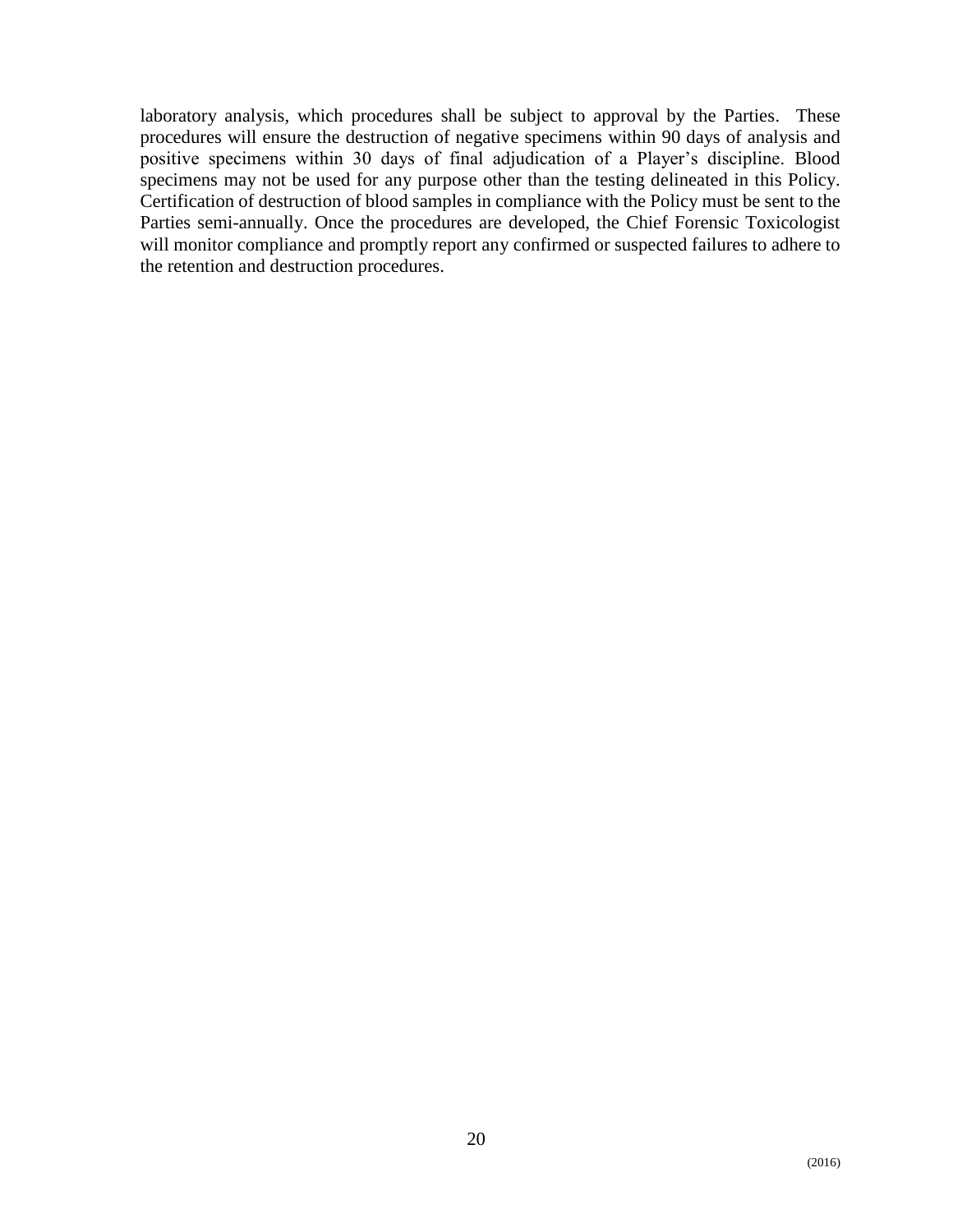laboratory analysis, which procedures shall be subject to approval by the Parties. These procedures will ensure the destruction of negative specimens within 90 days of analysis and positive specimens within 30 days of final adjudication of a Player's discipline. Blood specimens may not be used for any purpose other than the testing delineated in this Policy. Certification of destruction of blood samples in compliance with the Policy must be sent to the Parties semi-annually. Once the procedures are developed, the Chief Forensic Toxicologist will monitor compliance and promptly report any confirmed or suspected failures to adhere to the retention and destruction procedures.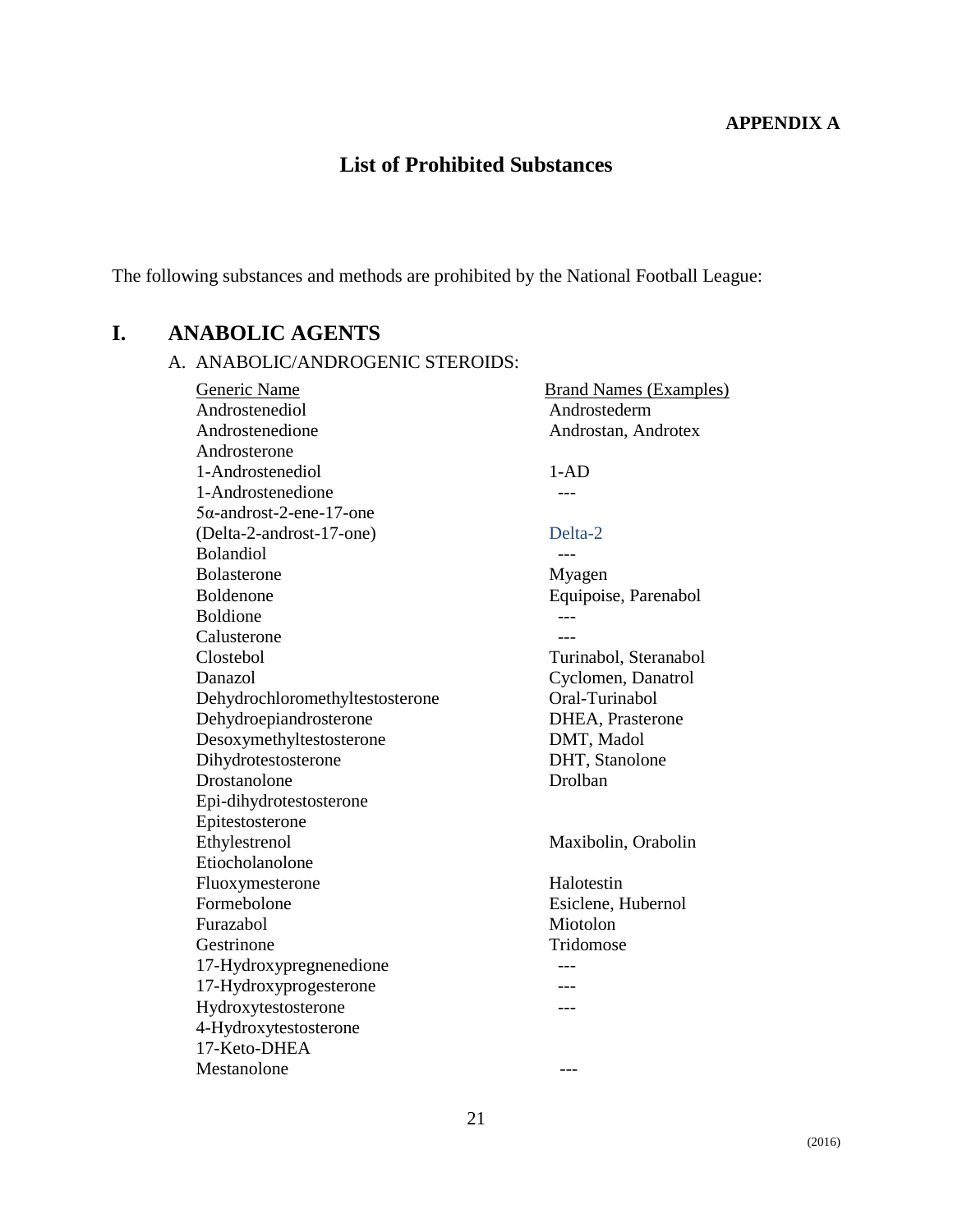**APPENDIX A**

# List of Prohibited Substances

The following substances and methods are prohibited by the National Football League:

## I. ANABOLIC AGENTS

### A. ANABOLIC/ANDROGENIC STEROIDS:

| Generic Name | Brand Names (Examples) |
|---|---|
| Androstenediol | Androstederm |
| Androstenedione | Androstan, Androtex |
| Androsterone | |
| 1-Androstenediol | 1-AD |
| 1-Androstenedione | --- |
| 5α-androst-2-ene-17-one (Delta-2-androst-17-one) | Delta-2 |
| Bolandiol | --- |
| Bolasterone | Myagen |
| Boldenone | Equipoise, Parenabol |
| Boldione | --- |
| Calusterone | --- |
| Clostebol | Turinabol, Steranabol |
| Danazol | Cyclomen, Danatrol |
| Dehydrochloromethyltestosterone | Oral-Turinabol |
| Dehydroepiandrosterone | DHEA, Prasterone |
| Desoxymethyltestosterone | DMT, Madol |
| Dihydrotestosterone | DHT, Stanolone |
| Drostanolone | Drolban |
| Epi-dihydrotestosterone | |
| Epitestosterone | |
| Ethylestrenol | Maxibolin, Orabolin |
| Etiocholanolone | |
| Fluoxymesterone | Halotestin |
| Formebolone | Esiclene, Hubernol |
| Furazabol | Miotolon |
| Gestrinone | Tridomose |
| 17-Hydroxypregnenedione | --- |
| 17-Hydroxyprogesterone | --- |
| Hydroxytestosterone | --- |
| 4-Hydroxytestosterone | |
| 17-Keto-DHEA | |
| Mestanolone | --- |

(2016)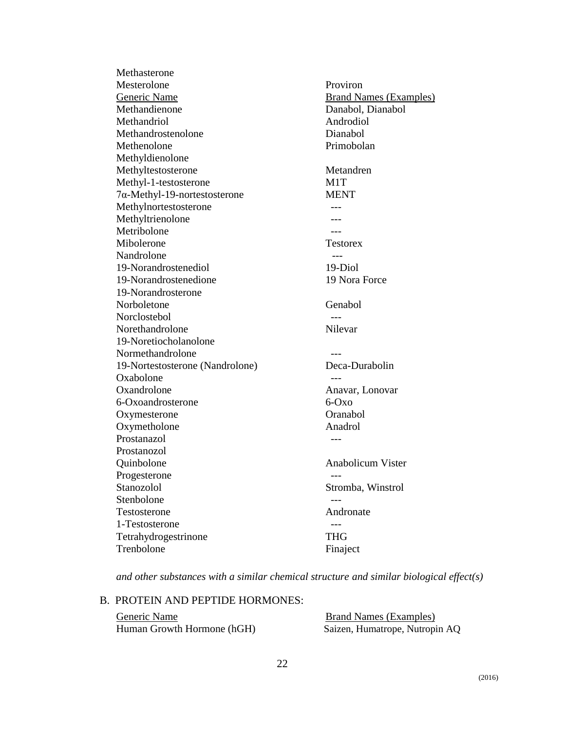| | |
|---|---|
| Methasterone | |
| Mesterolone | Proviron |
| Generic Name | Brand Names (Examples) |
| Methandienone | Danabol, Dianabol |
| Methandriol | Androdiol |
| Methandrostenolone | Dianabol |
| Methenolone | Primobolan |
| Methyldienolone | |
| Methyltestosterone | Metandren |
| Methyl-1-testosterone | M1T |
| 7α-Methyl-19-nortestosterone | MENT |
| Methylnortestosterone | --- |
| Methyltrienolone | --- |
| Metribolone | --- |
| Mibolerone | Testorex |
| Nandrolone | --- |
| 19-Norandrostenediol | 19-Diol |
| 19-Norandrostenedione | 19 Nora Force |
| 19-Norandrosterone | |
| Norboletone | Genabol |
| Norclostebol | --- |
| Norethandrolone | Nilevar |
| 19-Noretiocholanolone | |
| Normethandrolone | --- |
| 19-Nortestosterone (Nandrolone) | Deca-Durabolin |
| Oxabolone | --- |
| Oxandrolone | Anavar, Lonovar |
| 6-Oxoandrosterone | 6-Oxo |
| Oxymesterone | Oranabol |
| Oxymetholone | Anadrol |
| Prostanazol | --- |
| Prostanozol | |
| Quinbolone | Anabolicum Vister |
| Progesterone | --- |
| Stanozolol | Stromba, Winstrol |
| Stenbolone | --- |
| Testosterone | Andronate |
| 1-Testosterone | --- |
| Tetrahydrogestrinone | THG |
| Trenbolone | Finaject |

*and other substances with a similar chemical structure and similar biological effect(s)*

B. PROTEIN AND PEPTIDE HORMONES:

| Generic Name | Brand Names (Examples) |
|---|---|
| Human Growth Hormone (hGH) | Saizen, Humatrope, Nutropin AQ |

(2016)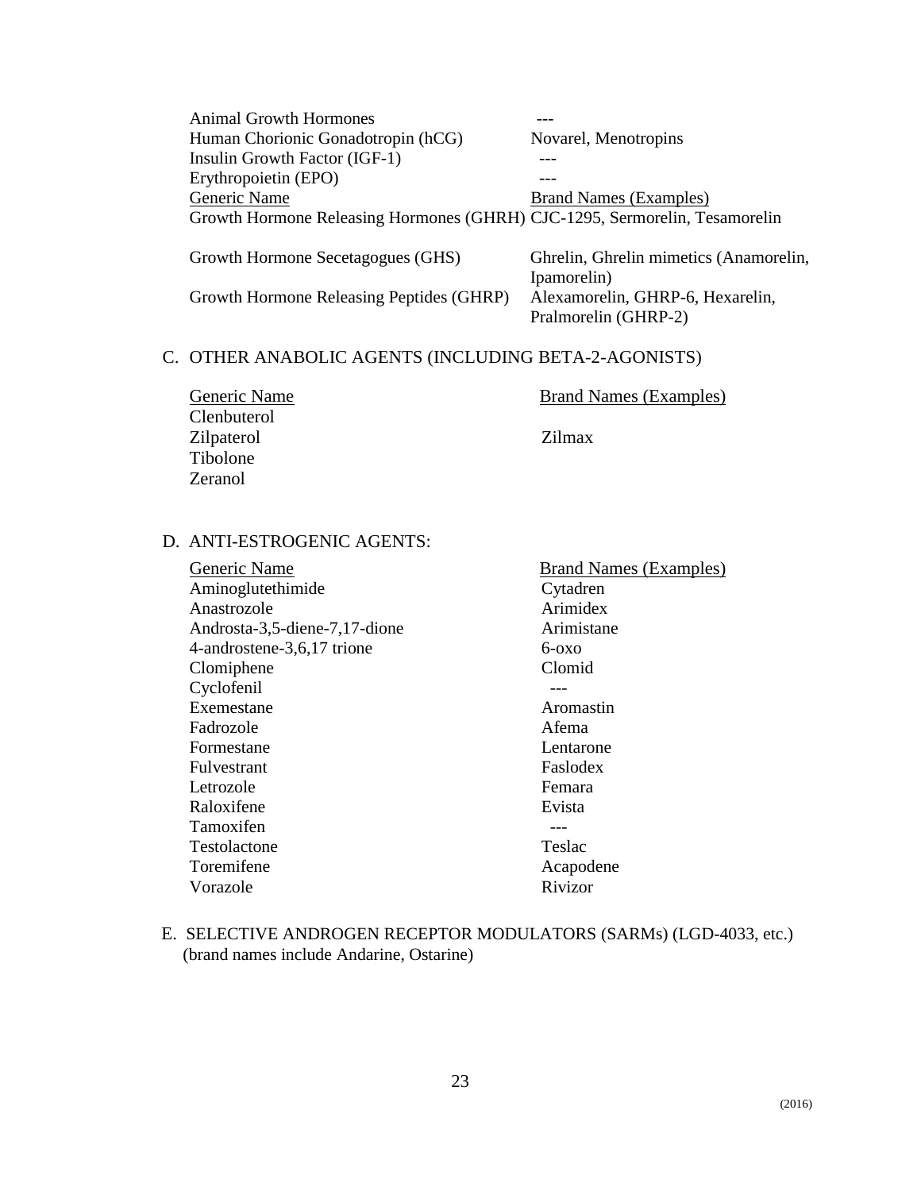| | |
|---|---|
| Animal Growth Hormones | --- |
| Human Chorionic Gonadotropin (hCG) | Novarel, Menotropins |
| Insulin Growth Factor (IGF-1) | --- |
| Erythropoietin (EPO) | --- |

| Generic Name | Brand Names (Examples) |
|---|---|
| Growth Hormone Releasing Hormones (GHRH) | CJC-1295, Sermorelin, Tesamorelin |
| Growth Hormone Secetagogues (GHS) | Ghrelin, Ghrelin mimetics (Anamorelin, Ipamorelin) |
| Growth Hormone Releasing Peptides (GHRP) | Alexamorelin, GHRP-6, Hexarelin, Pralmorelin (GHRP-2) |

C. OTHER ANABOLIC AGENTS (INCLUDING BETA-2-AGONISTS)

| Generic Name | Brand Names (Examples) |
|---|---|
| Clenbuterol | |
| Zilpaterol | Zilmax |
| Tibolone | |
| Zeranol | |

D. ANTI-ESTROGENIC AGENTS:

| Generic Name | Brand Names (Examples) |
|---|---|
| Aminoglutethimide | Cytadren |
| Anastrozole | Arimidex |
| Androsta-3,5-diene-7,17-dione | Arimistane |
| 4-androstene-3,6,17 trione | 6-oxo |
| Clomiphene | Clomid |
| Cyclofenil | --- |
| Exemestane | Aromastin |
| Fadrozole | Afema |
| Formestane | Lentarone |
| Fulvestrant | Faslodex |
| Letrozole | Femara |
| Raloxifene | Evista |
| Tamoxifen | --- |
| Testolactone | Teslac |
| Toremifene | Acapodene |
| Vorazole | Rivizor |

E. SELECTIVE ANDROGEN RECEPTOR MODULATORS (SARMs) (LGD-4033, etc.) (brand names include Andarine, Ostarine)

(2016)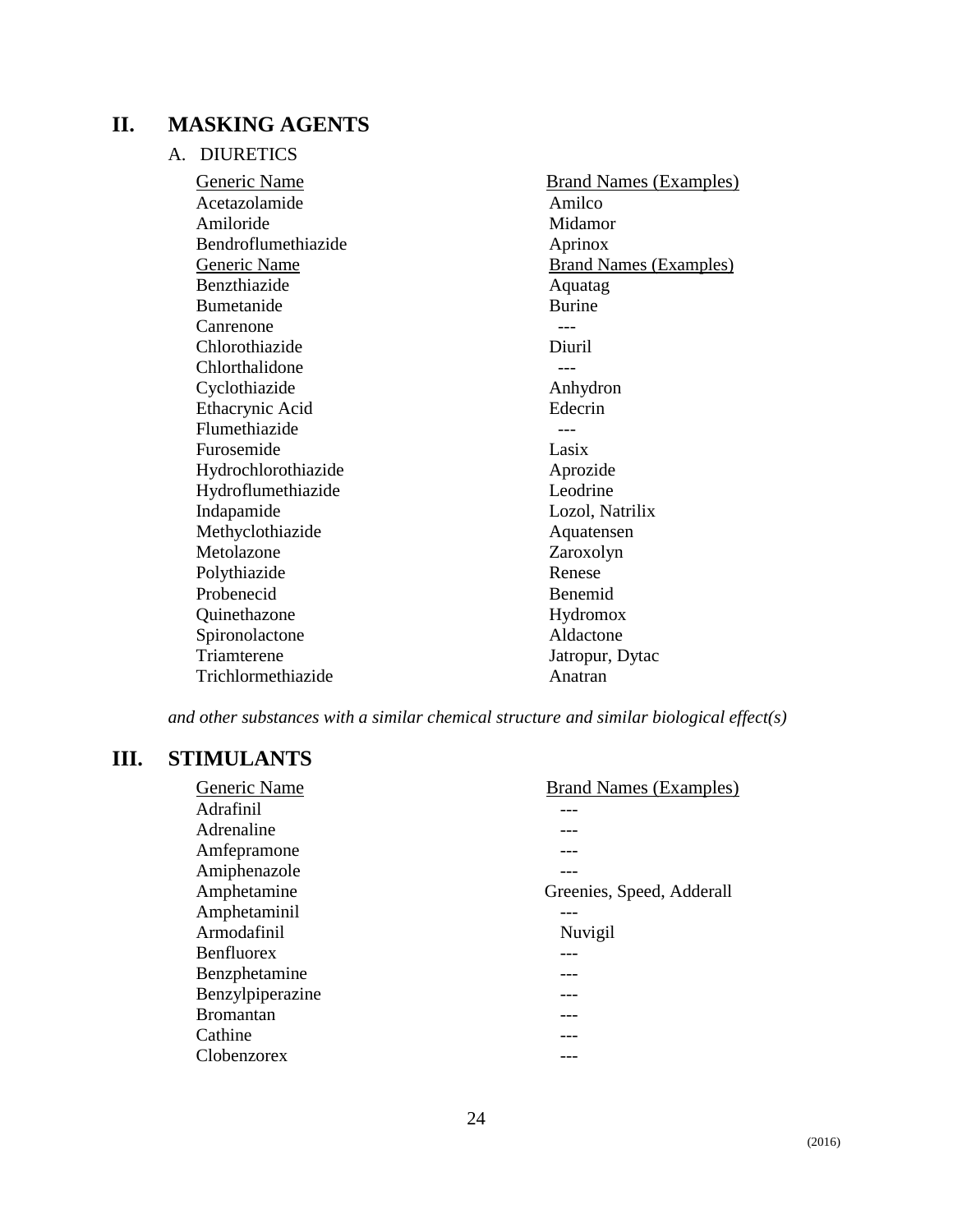## II. MASKING AGENTS

### A. DIURETICS

| Generic Name | Brand Names (Examples) |
|---|---|
| Acetazolamide | Amilco |
| Amiloride | Midamor |
| Bendroflumethiazide | Aprinox |
| Generic Name | Brand Names (Examples) |
| Benzthiazide | Aquatag |
| Bumetanide | Burine |
| Canrenone | --- |
| Chlorothiazide | Diuril |
| Chlorthalidone | --- |
| Cyclothiazide | Anhydron |
| Ethacrynic Acid | Edecrin |
| Flumethiazide | --- |
| Furosemide | Lasix |
| Hydrochlorothiazide | Aprozide |
| Hydroflumethiazide | Leodrine |
| Indapamide | Lozol, Natrilix |
| Methyclothiazide | Aquatensen |
| Metolazone | Zaroxolyn |
| Polythiazide | Renese |
| Probenecid | Benemid |
| Quinethazone | Hydromox |
| Spironolactone | Aldactone |
| Triamterene | Jatropur, Dytac |
| Trichlormethiazide | Anatran |

*and other substances with a similar chemical structure and similar biological effect(s)*

## III. STIMULANTS

| Generic Name | Brand Names (Examples) |
|---|---|
| Adrafinil | --- |
| Adrenaline | --- |
| Amfepramone | --- |
| Amiphenazole | --- |
| Amphetamine | Greenies, Speed, Adderall |
| Amphetaminil | --- |
| Armodafinil | Nuvigil |
| Benfluorex | --- |
| Benzphetamine | --- |
| Benzylpiperazine | --- |
| Bromantan | --- |
| Cathine | --- |
| Clobenzorex | --- |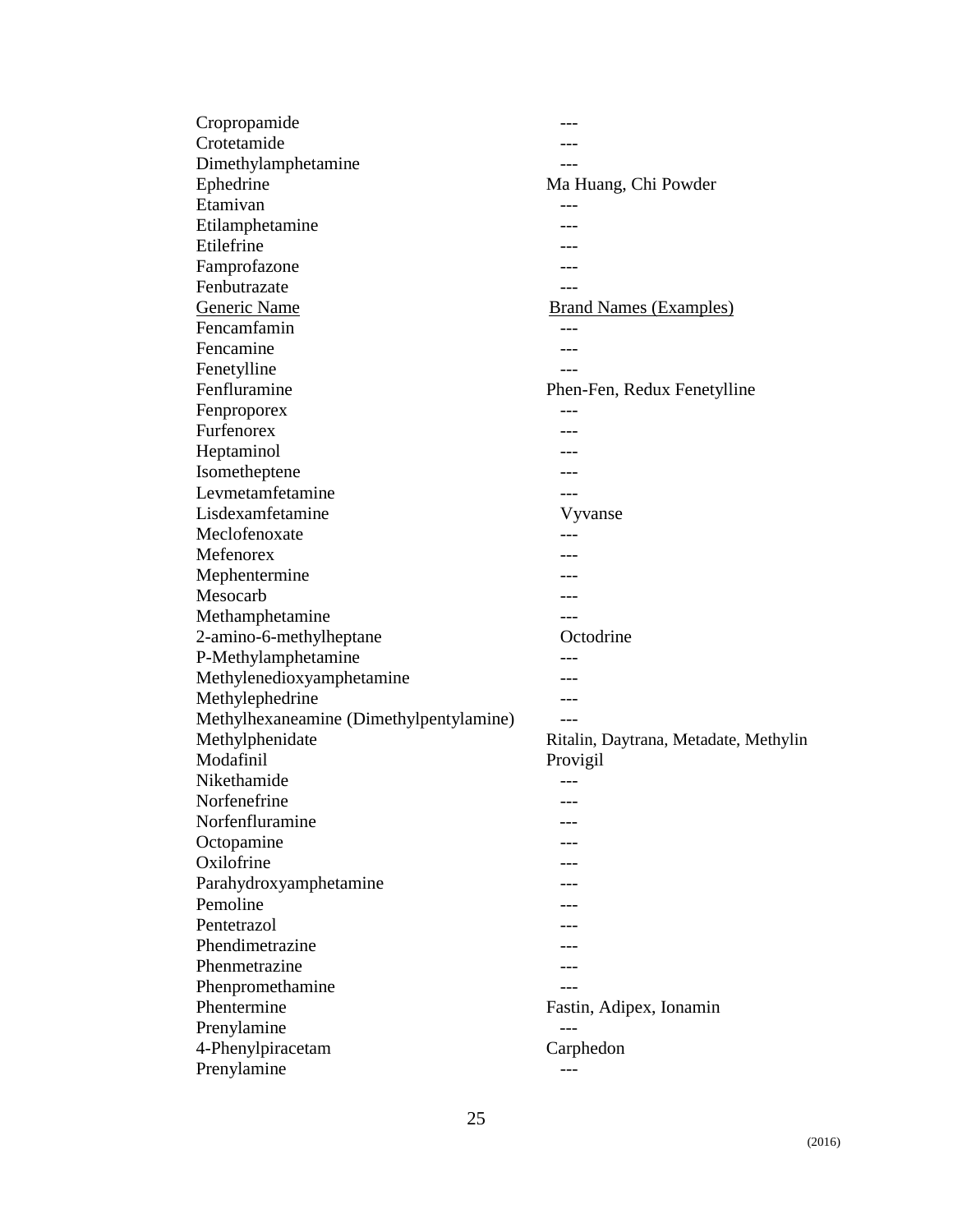| | |
|---|---|
| Cropropamide | --- |
| Crotetamide | --- |
| Dimethylamphetamine | --- |
| Ephedrine | Ma Huang, Chi Powder |
| Etamivan | --- |
| Etilamphetamine | --- |
| Etilefrine | --- |
| Famprofazone | --- |
| Fenbutrazate | --- |
| Generic Name | Brand Names (Examples) |
| Fencamfamin | --- |
| Fencamine | --- |
| Fenetylline | --- |
| Fenfluramine | Phen-Fen, Redux Fenetylline |
| Fenproporex | --- |
| Furfenorex | --- |
| Heptaminol | --- |
| Isometheptene | --- |
| Levmetamfetamine | --- |
| Lisdexamfetamine | Vyvanse |
| Meclofenoxate | --- |
| Mefenorex | --- |
| Mephentermine | --- |
| Mesocarb | --- |
| Methamphetamine | --- |
| 2-amino-6-methylheptane | Octodrine |
| P-Methylamphetamine | --- |
| Methylenedioxyamphetamine | --- |
| Methylephedrine | --- |
| Methylhexaneamine (Dimethylpentylamine) | --- |
| Methylphenidate | Ritalin, Daytrana, Metadate, Methylin |
| Modafinil | Provigil |
| Nikethamide | --- |
| Norfenefrine | --- |
| Norfenfluramine | --- |
| Octopamine | --- |
| Oxilofrine | --- |
| Parahydroxyamphetamine | --- |
| Pemoline | --- |
| Pentetrazol | --- |
| Phendimetrazine | --- |
| Phenmetrazine | --- |
| Phenpromethamine | --- |
| Phentermine | Fastin, Adipex, Ionamin |
| Prenylamine | --- |
| 4-Phenylpiracetam | Carphedon |
| Prenylamine | --- |

(2016)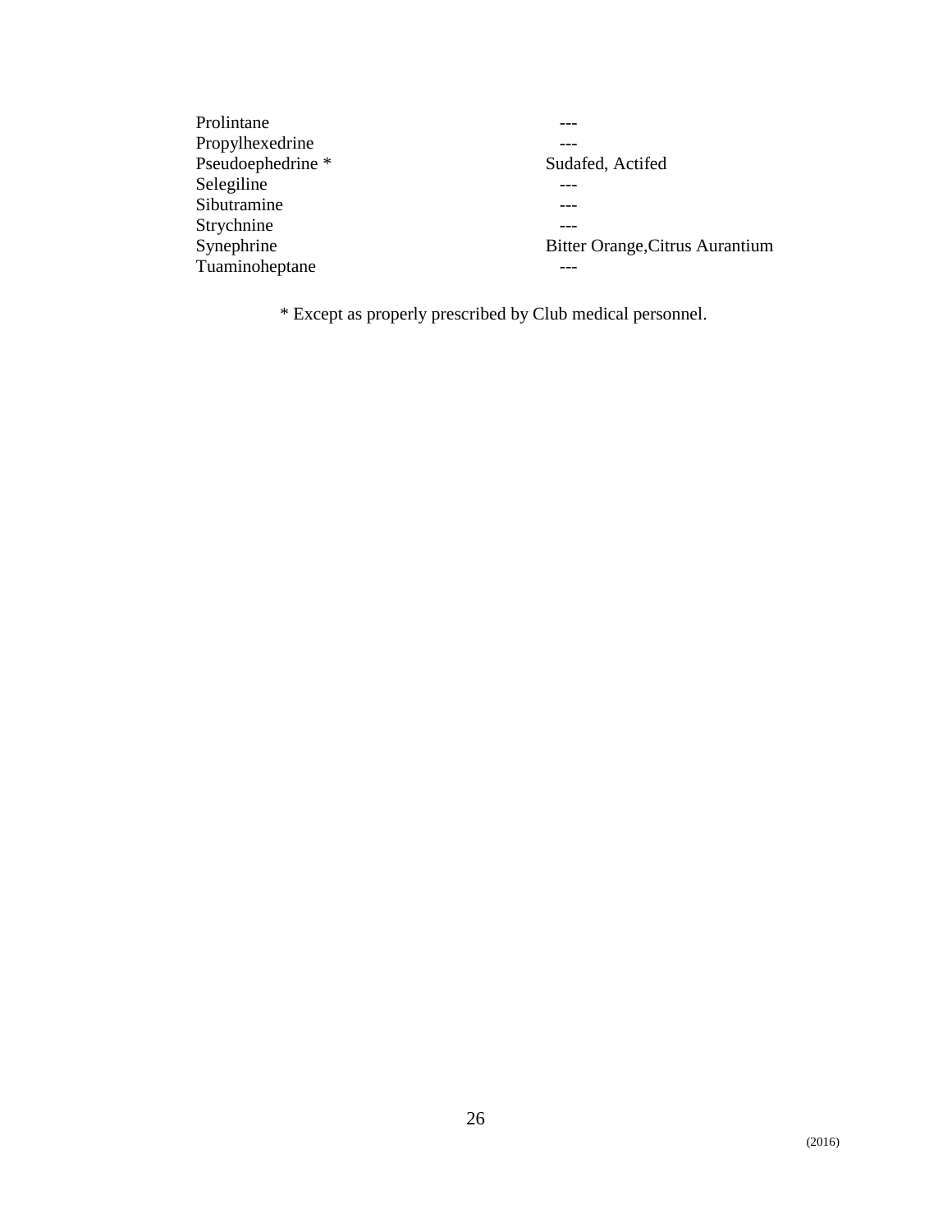| | |
|---|---|
| Prolintane | --- |
| Propylhexedrine | --- |
| Pseudoephedrine * | Sudafed, Actifed |
| Selegiline | --- |
| Sibutramine | --- |
| Strychnine | --- |
| Synephrine | Bitter Orange,Citrus Aurantium |
| Tuaminoheptane | --- |

* Except as properly prescribed by Club medical personnel.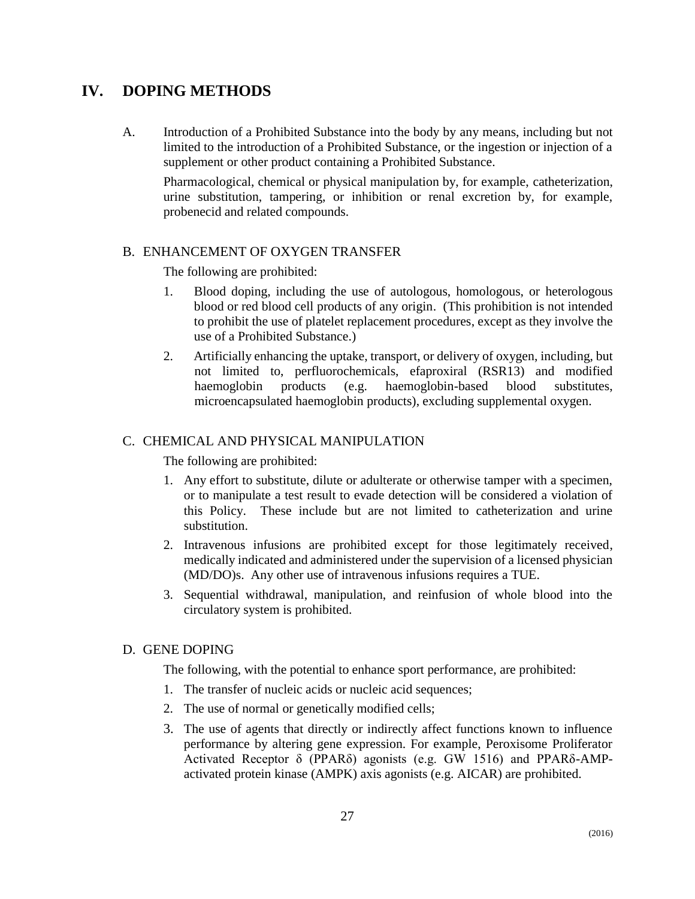## IV. DOPING METHODS

A. Introduction of a Prohibited Substance into the body by any means, including but not limited to the introduction of a Prohibited Substance, or the ingestion or injection of a supplement or other product containing a Prohibited Substance.

Pharmacological, chemical or physical manipulation by, for example, catheterization, urine substitution, tampering, or inhibition or renal excretion by, for example, probenecid and related compounds.

B. ENHANCEMENT OF OXYGEN TRANSFER

The following are prohibited:

1. Blood doping, including the use of autologous, homologous, or heterologous blood or red blood cell products of any origin. (This prohibition is not intended to prohibit the use of platelet replacement procedures, except as they involve the use of a Prohibited Substance.)
2. Artificially enhancing the uptake, transport, or delivery of oxygen, including, but not limited to, perfluorochemicals, efaproxiral (RSR13) and modified haemoglobin products (e.g. haemoglobin-based blood substitutes, microencapsulated haemoglobin products), excluding supplemental oxygen.

C. CHEMICAL AND PHYSICAL MANIPULATION

The following are prohibited:

1. Any effort to substitute, dilute or adulterate or otherwise tamper with a specimen, or to manipulate a test result to evade detection will be considered a violation of this Policy. These include but are not limited to catheterization and urine substitution.
2. Intravenous infusions are prohibited except for those legitimately received, medically indicated and administered under the supervision of a licensed physician (MD/DO)s. Any other use of intravenous infusions requires a TUE.
3. Sequential withdrawal, manipulation, and reinfusion of whole blood into the circulatory system is prohibited.

D. GENE DOPING

The following, with the potential to enhance sport performance, are prohibited:

1. The transfer of nucleic acids or nucleic acid sequences;
2. The use of normal or genetically modified cells;
3. The use of agents that directly or indirectly affect functions known to influence performance by altering gene expression. For example, Peroxisome Proliferator Activated Receptor δ (PPARδ) agonists (e.g. GW 1516) and PPARδ-AMP-activated protein kinase (AMPK) axis agonists (e.g. AICAR) are prohibited.

(2016)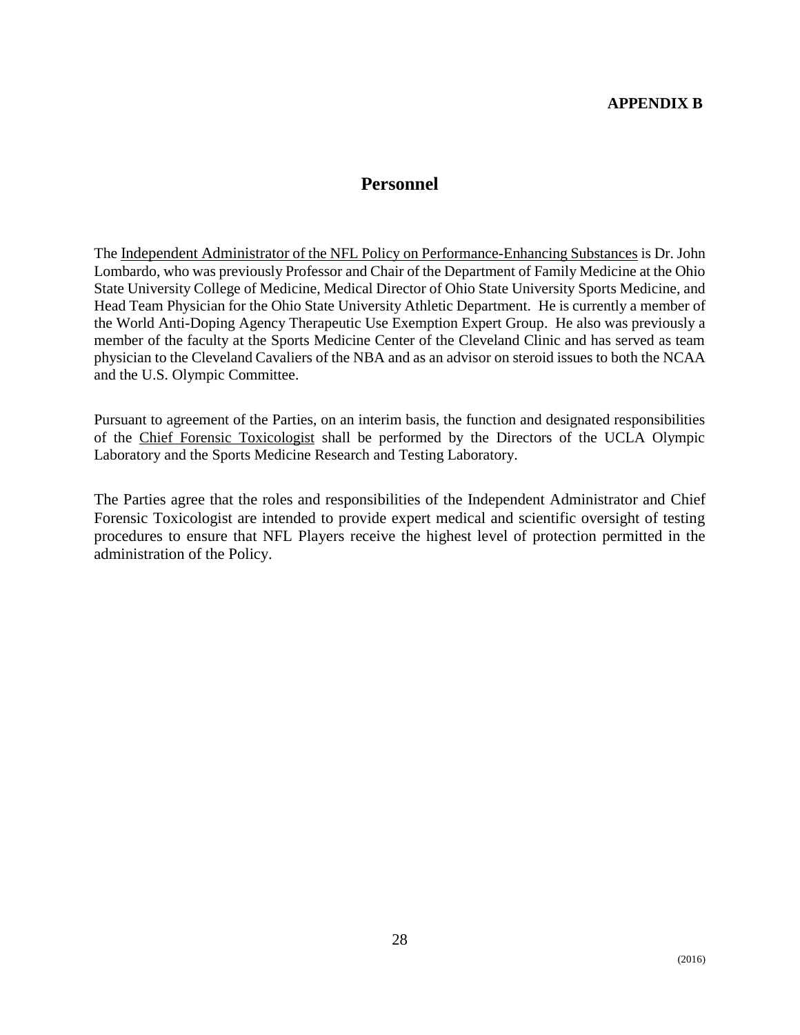**APPENDIX B**

# Personnel

The Independent Administrator of the NFL Policy on Performance-Enhancing Substances is Dr. John Lombardo, who was previously Professor and Chair of the Department of Family Medicine at the Ohio State University College of Medicine, Medical Director of Ohio State University Sports Medicine, and Head Team Physician for the Ohio State University Athletic Department. He is currently a member of the World Anti-Doping Agency Therapeutic Use Exemption Expert Group. He also was previously a member of the faculty at the Sports Medicine Center of the Cleveland Clinic and has served as team physician to the Cleveland Cavaliers of the NBA and as an advisor on steroid issues to both the NCAA and the U.S. Olympic Committee.

Pursuant to agreement of the Parties, on an interim basis, the function and designated responsibilities of the Chief Forensic Toxicologist shall be performed by the Directors of the UCLA Olympic Laboratory and the Sports Medicine Research and Testing Laboratory.

The Parties agree that the roles and responsibilities of the Independent Administrator and Chief Forensic Toxicologist are intended to provide expert medical and scientific oversight of testing procedures to ensure that NFL Players receive the highest level of protection permitted in the administration of the Policy.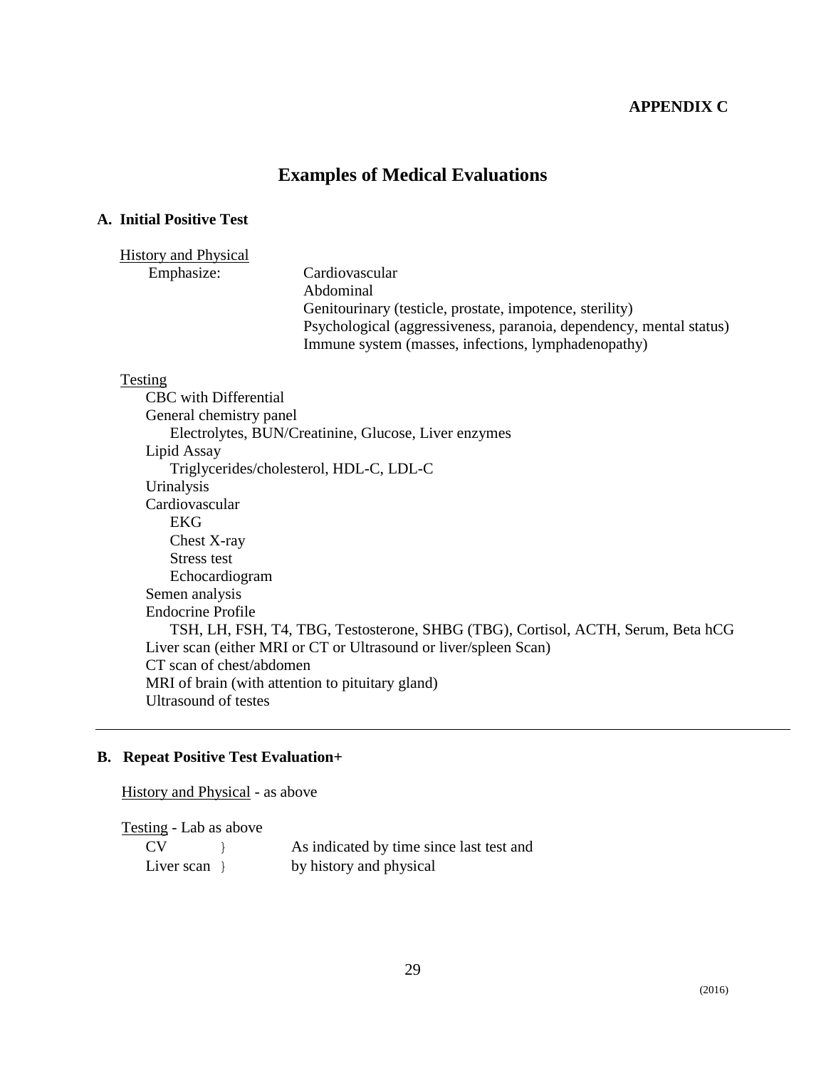**APPENDIX C**

# Examples of Medical Evaluations

## A. Initial Positive Test

History and Physical

Emphasize:
- Cardiovascular
- Abdominal
- Genitourinary (testicle, prostate, impotence, sterility)
- Psychological (aggressiveness, paranoia, dependency, mental status)
- Immune system (masses, infections, lymphadenopathy)

Testing

- CBC with Differential
- General chemistry panel
  - Electrolytes, BUN/Creatinine, Glucose, Liver enzymes
- Lipid Assay
  - Triglycerides/cholesterol, HDL-C, LDL-C
- Urinalysis
- Cardiovascular
  - EKG
  - Chest X-ray
  - Stress test
  - Echocardiogram
- Semen analysis
- Endocrine Profile
  - TSH, LH, FSH, T4, TBG, Testosterone, SHBG (TBG), Cortisol, ACTH, Serum, Beta hCG
- Liver scan (either MRI or CT or Ultrasound or liver/spleen Scan)
- CT scan of chest/abdomen
- MRI of brain (with attention to pituitary gland)
- Ultrasound of testes

---

## B. Repeat Positive Test Evaluation+

History and Physical - as above

Testing - Lab as above

| | | |
|---|---|---|
| CV | } | As indicated by time since last test and |
| Liver scan | } | by history and physical |

(2016)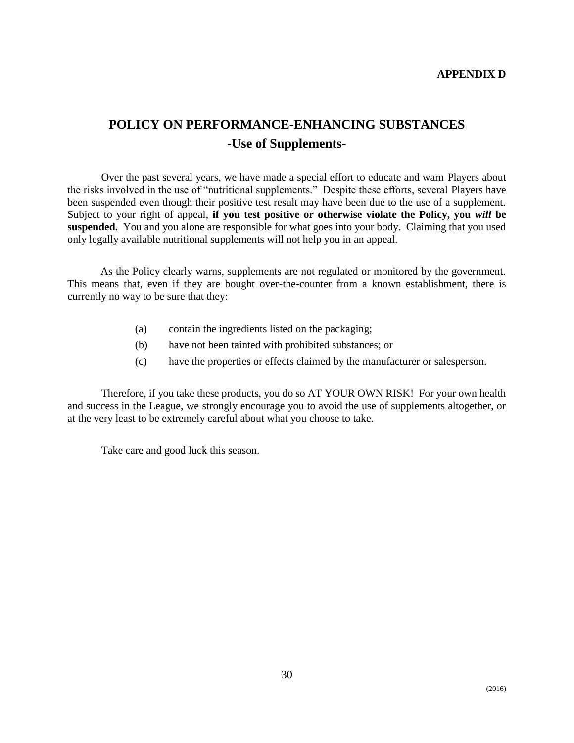**APPENDIX D**

# POLICY ON PERFORMANCE-ENHANCING SUBSTANCES

## -Use of Supplements-

Over the past several years, we have made a special effort to educate and warn Players about the risks involved in the use of "nutritional supplements." Despite these efforts, several Players have been suspended even though their positive test result may have been due to the use of a supplement. Subject to your right of appeal, **if you test positive or otherwise violate the Policy, you *will* be suspended.** You and you alone are responsible for what goes into your body. Claiming that you used only legally available nutritional supplements will not help you in an appeal.

As the Policy clearly warns, supplements are not regulated or monitored by the government. This means that, even if they are bought over-the-counter from a known establishment, there is currently no way to be sure that they:

(a) contain the ingredients listed on the packaging;

(b) have not been tainted with prohibited substances; or

(c) have the properties or effects claimed by the manufacturer or salesperson.

Therefore, if you take these products, you do so AT YOUR OWN RISK! For your own health and success in the League, we strongly encourage you to avoid the use of supplements altogether, or at the very least to be extremely careful about what you choose to take.

Take care and good luck this season.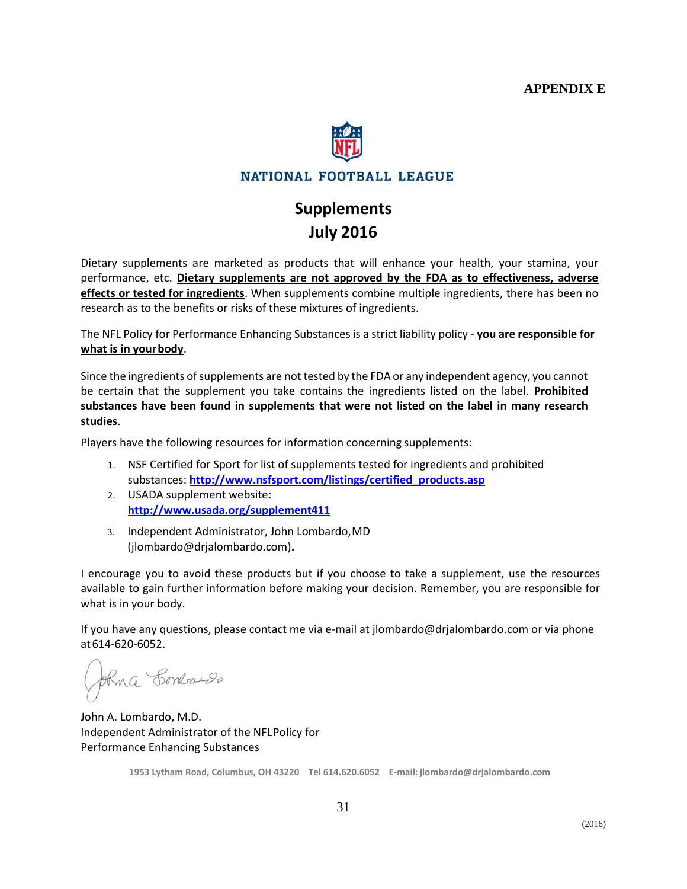**APPENDIX E**

NATIONAL FOOTBALL LEAGUE

# Supplements
# July 2016

Dietary supplements are marketed as products that will enhance your health, your stamina, your performance, etc. **Dietary supplements are not approved by the FDA as to effectiveness, adverse effects or tested for ingredients**. When supplements combine multiple ingredients, there has been no research as to the benefits or risks of these mixtures of ingredients.

The NFL Policy for Performance Enhancing Substances is a strict liability policy - **you are responsible for what is in your body**.

Since the ingredients of supplements are not tested by the FDA or any independent agency, you cannot be certain that the supplement you take contains the ingredients listed on the label. **Prohibited substances have been found in supplements that were not listed on the label in many research studies**.

Players have the following resources for information concerning supplements:

1. NSF Certified for Sport for list of supplements tested for ingredients and prohibited substances: **http://www.nsfsport.com/listings/certified_products.asp**
2. USADA supplement website: **http://www.usada.org/supplement411**
3. Independent Administrator, John Lombardo, MD (jlombardo@drjalombardo.com).

I encourage you to avoid these products but if you choose to take a supplement, use the resources available to gain further information before making your decision. Remember, you are responsible for what is in your body.

If you have any questions, please contact me via e-mail at jlombardo@drjalombardo.com or via phone at 614-620-6052.

John A. Lombardo, M.D.
Independent Administrator of the NFL Policy for Performance Enhancing Substances

1953 Lytham Road, Columbus, OH 43220 Tel 614.620.6052 E-mail: jlombardo@drjalombardo.com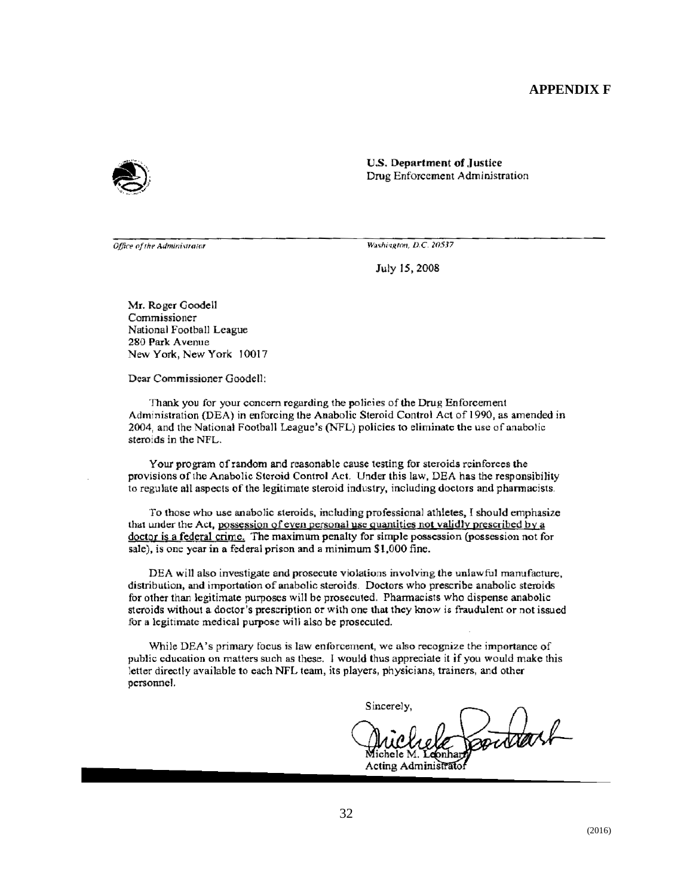# APPENDIX F

**U.S. Department of Justice**
Drug Enforcement Administration

*Office of the Administrator* *Washington, D.C. 20537*

July 15, 2008

Mr. Roger Goodell
Commissioner
National Football League
280 Park Avenue
New York, New York 10017

Dear Commissioner Goodell:

Thank you for your concern regarding the policies of the Drug Enforcement Administration (DEA) in enforcing the Anabolic Steroid Control Act of 1990, as amended in 2004, and the National Football League's (NFL) policies to eliminate the use of anabolic steroids in the NFL.

Your program of random and reasonable cause testing for steroids reinforces the provisions of the Anabolic Steroid Control Act. Under this law, DEA has the responsibility to regulate all aspects of the legitimate steroid industry, including doctors and pharmacists.

To those who use anabolic steroids, including professional athletes, I should emphasize that under the Act, possession of even personal use quantities not validly prescribed by a doctor is a federal crime. The maximum penalty for simple possession (possession not for sale), is one year in a federal prison and a minimum $1,000 fine.

DEA will also investigate and prosecute violations involving the unlawful manufacture, distribution, and importation of anabolic steroids. Doctors who prescribe anabolic steroids for other than legitimate purposes will be prosecuted. Pharmacists who dispense anabolic steroids without a doctor's prescription or with one that they know is fraudulent or not issued for a legitimate medical purpose will also be prosecuted.

While DEA's primary focus is law enforcement, we also recognize the importance of public education on matters such as these. I would thus appreciate it if you would make this letter directly available to each NFL team, its players, physicians, trainers, and other personnel.

Sincerely,

Michele M. Leonhart
Acting Administrator

(2016)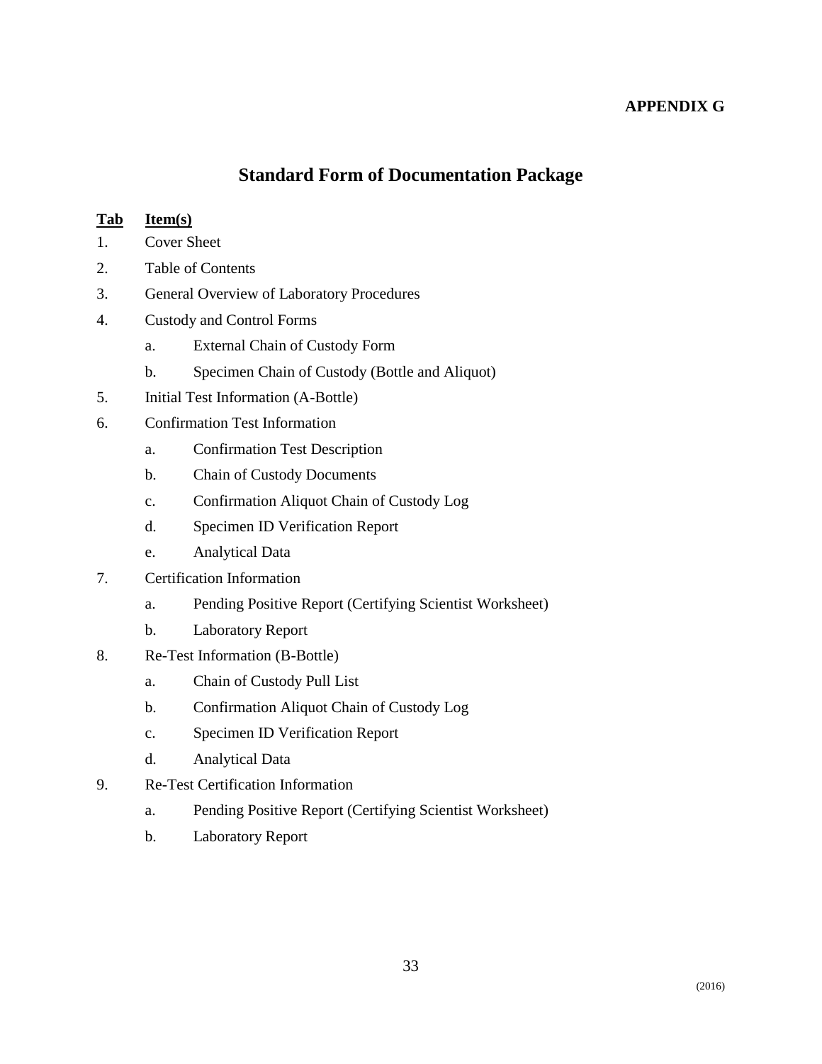**APPENDIX G**

# Standard Form of Documentation Package

| Tab | Item(s) |
|---|---|
| 1. | Cover Sheet |
| 2. | Table of Contents |
| 3. | General Overview of Laboratory Procedures |
| 4. | Custody and Control Forms |
| | a. External Chain of Custody Form |
| | b. Specimen Chain of Custody (Bottle and Aliquot) |
| 5. | Initial Test Information (A-Bottle) |
| 6. | Confirmation Test Information |
| | a. Confirmation Test Description |
| | b. Chain of Custody Documents |
| | c. Confirmation Aliquot Chain of Custody Log |
| | d. Specimen ID Verification Report |
| | e. Analytical Data |
| 7. | Certification Information |
| | a. Pending Positive Report (Certifying Scientist Worksheet) |
| | b. Laboratory Report |
| 8. | Re-Test Information (B-Bottle) |
| | a. Chain of Custody Pull List |
| | b. Confirmation Aliquot Chain of Custody Log |
| | c. Specimen ID Verification Report |
| | d. Analytical Data |
| 9. | Re-Test Certification Information |
| | a. Pending Positive Report (Certifying Scientist Worksheet) |
| | b. Laboratory Report |

(2016)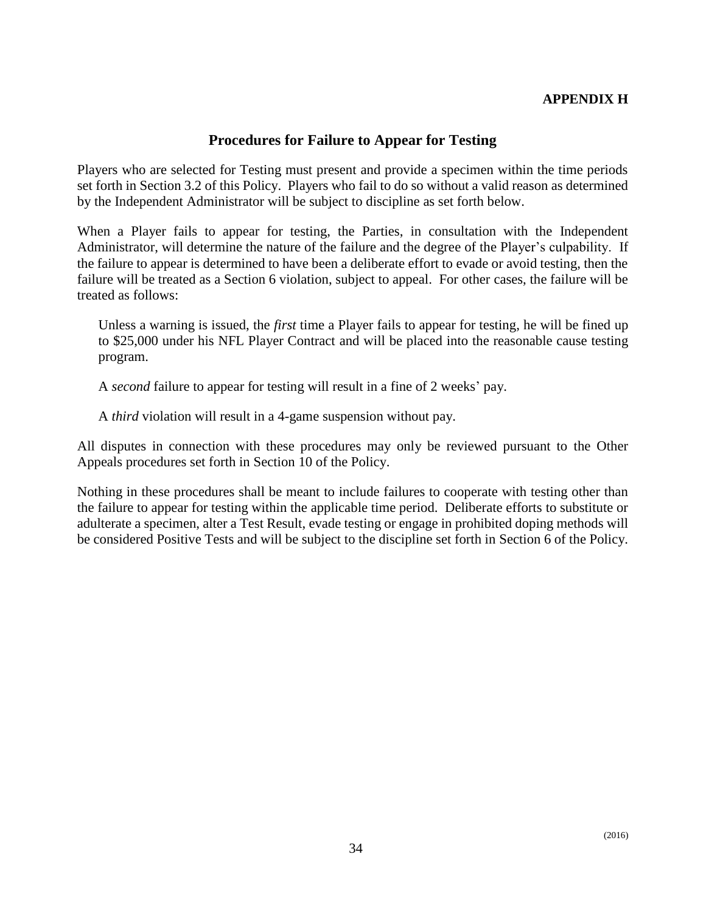**APPENDIX H**

## Procedures for Failure to Appear for Testing

Players who are selected for Testing must present and provide a specimen within the time periods set forth in Section 3.2 of this Policy. Players who fail to do so without a valid reason as determined by the Independent Administrator will be subject to discipline as set forth below.

When a Player fails to appear for testing, the Parties, in consultation with the Independent Administrator, will determine the nature of the failure and the degree of the Player's culpability. If the failure to appear is determined to have been a deliberate effort to evade or avoid testing, then the failure will be treated as a Section 6 violation, subject to appeal. For other cases, the failure will be treated as follows:

Unless a warning is issued, the *first* time a Player fails to appear for testing, he will be fined up to $25,000 under his NFL Player Contract and will be placed into the reasonable cause testing program.

A *second* failure to appear for testing will result in a fine of 2 weeks' pay.

A *third* violation will result in a 4-game suspension without pay.

All disputes in connection with these procedures may only be reviewed pursuant to the Other Appeals procedures set forth in Section 10 of the Policy.

Nothing in these procedures shall be meant to include failures to cooperate with testing other than the failure to appear for testing within the applicable time period. Deliberate efforts to substitute or adulterate a specimen, alter a Test Result, evade testing or engage in prohibited doping methods will be considered Positive Tests and will be subject to the discipline set forth in Section 6 of the Policy.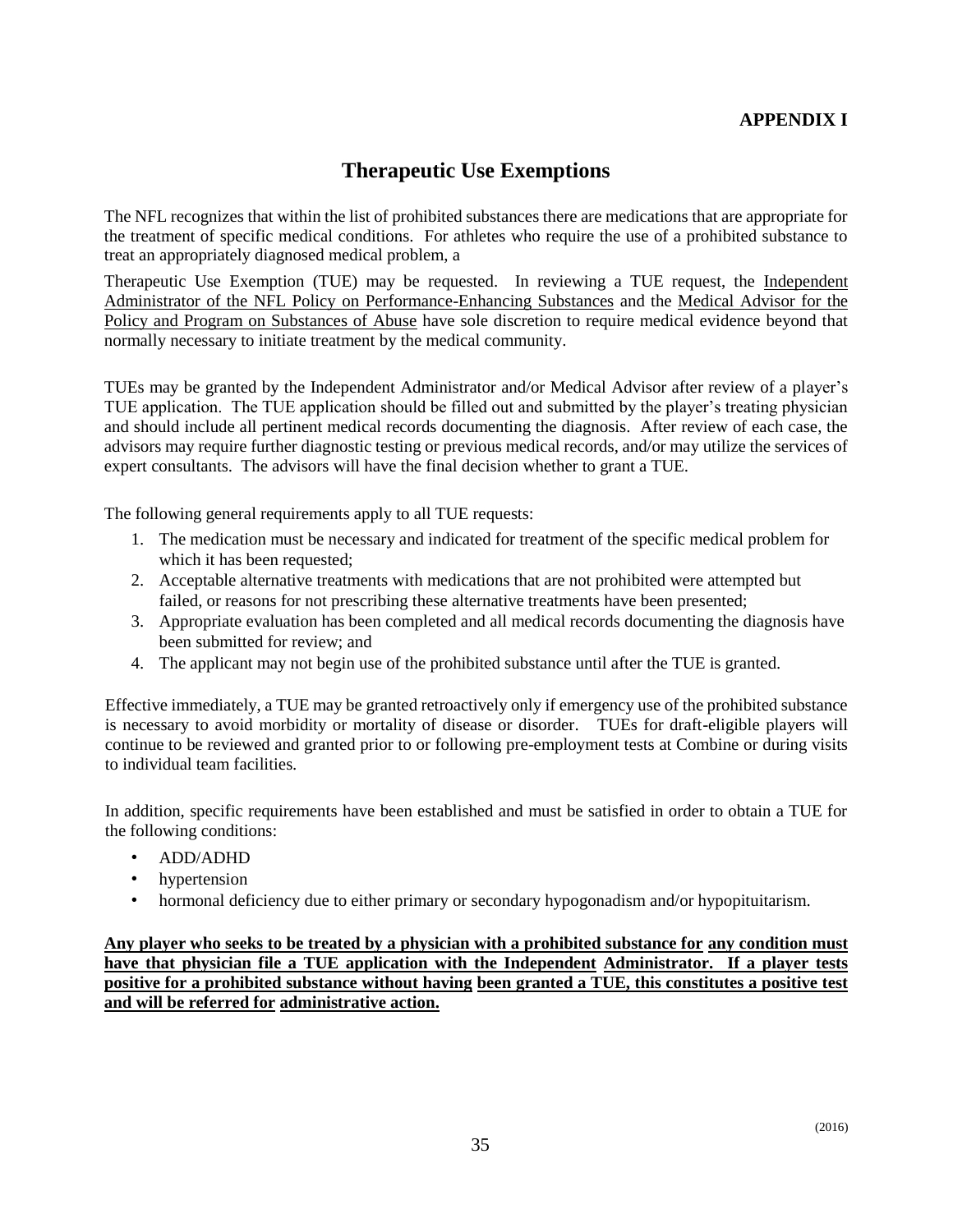**APPENDIX I**

# Therapeutic Use Exemptions

The NFL recognizes that within the list of prohibited substances there are medications that are appropriate for the treatment of specific medical conditions. For athletes who require the use of a prohibited substance to treat an appropriately diagnosed medical problem, a

Therapeutic Use Exemption (TUE) may be requested. In reviewing a TUE request, the <u>Independent Administrator of the NFL Policy on Performance-Enhancing Substances</u> and the <u>Medical Advisor for the Policy and Program on Substances of Abuse</u> have sole discretion to require medical evidence beyond that normally necessary to initiate treatment by the medical community.

TUEs may be granted by the Independent Administrator and/or Medical Advisor after review of a player's TUE application. The TUE application should be filled out and submitted by the player's treating physician and should include all pertinent medical records documenting the diagnosis. After review of each case, the advisors may require further diagnostic testing or previous medical records, and/or may utilize the services of expert consultants. The advisors will have the final decision whether to grant a TUE.

The following general requirements apply to all TUE requests:

1. The medication must be necessary and indicated for treatment of the specific medical problem for which it has been requested;
2. Acceptable alternative treatments with medications that are not prohibited were attempted but failed, or reasons for not prescribing these alternative treatments have been presented;
3. Appropriate evaluation has been completed and all medical records documenting the diagnosis have been submitted for review; and
4. The applicant may not begin use of the prohibited substance until after the TUE is granted.

Effective immediately, a TUE may be granted retroactively only if emergency use of the prohibited substance is necessary to avoid morbidity or mortality of disease or disorder. TUEs for draft-eligible players will continue to be reviewed and granted prior to or following pre-employment tests at Combine or during visits to individual team facilities.

In addition, specific requirements have been established and must be satisfied in order to obtain a TUE for the following conditions:

- ADD/ADHD
- hypertension
- hormonal deficiency due to either primary or secondary hypogonadism and/or hypopituitarism.

<u>**Any player who seeks to be treated by a physician with a prohibited substance for any condition must have that physician file a TUE application with the Independent Administrator. If a player tests positive for a prohibited substance without having been granted a TUE, this constitutes a positive test and will be referred for administrative action.**</u>

(2016)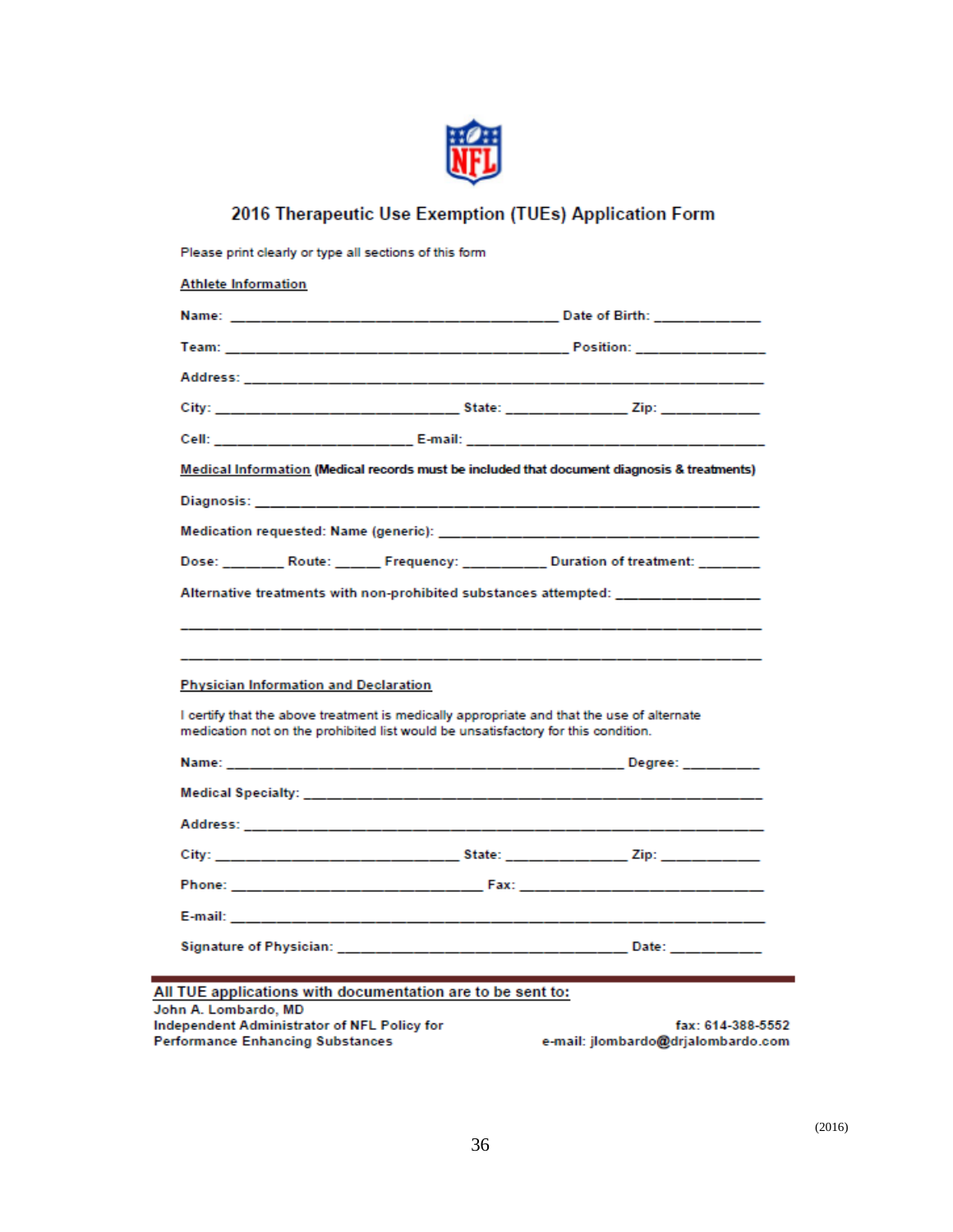# 2016 Therapeutic Use Exemption (TUEs) Application Form

Please print clearly or type all sections of this form

**Athlete Information**

**Name:** ______________________________________ **Date of Birth:** ____________

**Team:** ______________________________________ **Position:** ______________

**Address:** ___________________________________________________________

**City:** ___________________________ **State:** ______________ **Zip:** ____________

**Cell:** ______________________ **E-mail:** __________________________________

**Medical Information (Medical records must be included that document diagnosis & treatments)**

**Diagnosis:** _________________________________________________________

**Medication requested: Name (generic):** ____________________________________

**Dose:** ________ **Route:** ______ **Frequency:** __________ **Duration of treatment:** _______

**Alternative treatments with non-prohibited substances attempted:** ________________

_______________________________________________________________________

_______________________________________________________________________

**Physician Information and Declaration**

I certify that the above treatment is medically appropriate and that the use of alternate medication not on the prohibited list would be unsatisfactory for this condition.

**Name:** ____________________________________________ **Degree:** _________

**Medical Specialty:** ____________________________________________________

**Address:** ___________________________________________________________

**City:** ___________________________ **State:** ______________ **Zip:** ____________

**Phone:** ____________________________ **Fax:** ______________________________

**E-mail:** ____________________________________________________________

**Signature of Physician:** ________________________________ **Date:** ___________

---

**All TUE applications with documentation are to be sent to:**

**John A. Lombardo, MD**
**Independent Administrator of NFL Policy for Performance Enhancing Substances**

**fax: 614-388-5552**
**e-mail: jlombardo@drjalombardo.com**

(2016)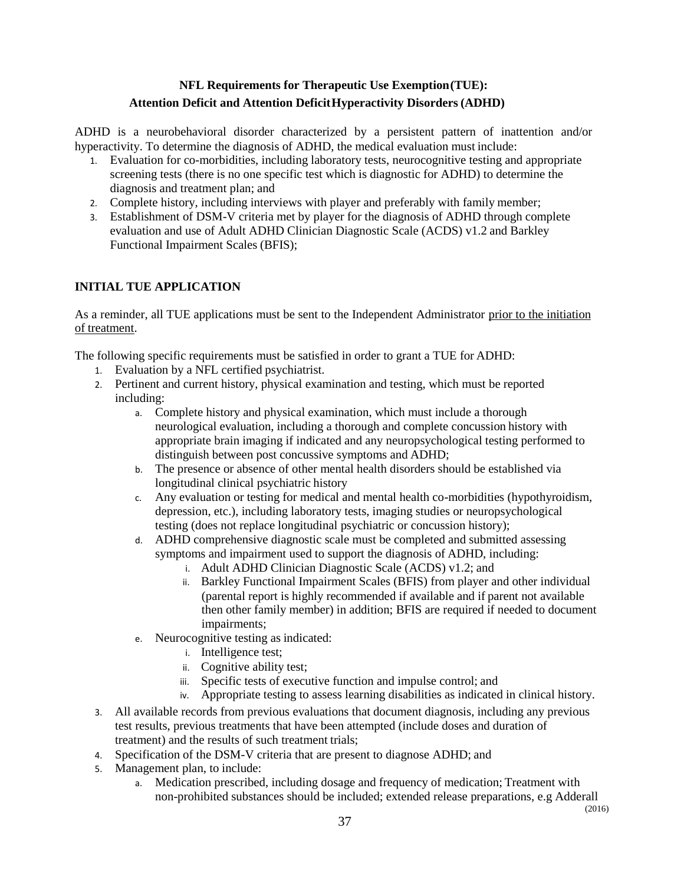**NFL Requirements for Therapeutic Use Exemption (TUE): Attention Deficit and Attention Deficit Hyperactivity Disorders (ADHD)**

ADHD is a neurobehavioral disorder characterized by a persistent pattern of inattention and/or hyperactivity. To determine the diagnosis of ADHD, the medical evaluation must include:

1. Evaluation for co-morbidities, including laboratory tests, neurocognitive testing and appropriate screening tests (there is no one specific test which is diagnostic for ADHD) to determine the diagnosis and treatment plan; and
2. Complete history, including interviews with player and preferably with family member;
3. Establishment of DSM-V criteria met by player for the diagnosis of ADHD through complete evaluation and use of Adult ADHD Clinician Diagnostic Scale (ACDS) v1.2 and Barkley Functional Impairment Scales (BFIS);

## INITIAL TUE APPLICATION

As a reminder, all TUE applications must be sent to the Independent Administrator prior to the initiation of treatment.

The following specific requirements must be satisfied in order to grant a TUE for ADHD:

1. Evaluation by a NFL certified psychiatrist.
2. Pertinent and current history, physical examination and testing, which must be reported including:
   a. Complete history and physical examination, which must include a thorough neurological evaluation, including a thorough and complete concussion history with appropriate brain imaging if indicated and any neuropsychological testing performed to distinguish between post concussive symptoms and ADHD;
   b. The presence or absence of other mental health disorders should be established via longitudinal clinical psychiatric history
   c. Any evaluation or testing for medical and mental health co-morbidities (hypothyroidism, depression, etc.), including laboratory tests, imaging studies or neuropsychological testing (does not replace longitudinal psychiatric or concussion history);
   d. ADHD comprehensive diagnostic scale must be completed and submitted assessing symptoms and impairment used to support the diagnosis of ADHD, including:
      i. Adult ADHD Clinician Diagnostic Scale (ACDS) v1.2; and
      ii. Barkley Functional Impairment Scales (BFIS) from player and other individual (parental report is highly recommended if available and if parent not available then other family member) in addition; BFIS are required if needed to document impairments;
   e. Neurocognitive testing as indicated:
      i. Intelligence test;
      ii. Cognitive ability test;
      iii. Specific tests of executive function and impulse control; and
      iv. Appropriate testing to assess learning disabilities as indicated in clinical history.
3. All available records from previous evaluations that document diagnosis, including any previous test results, previous treatments that have been attempted (include doses and duration of treatment) and the results of such treatment trials;
4. Specification of the DSM-V criteria that are present to diagnose ADHD; and
5. Management plan, to include:
   a. Medication prescribed, including dosage and frequency of medication; Treatment with non-prohibited substances should be included; extended release preparations, e.g Aderall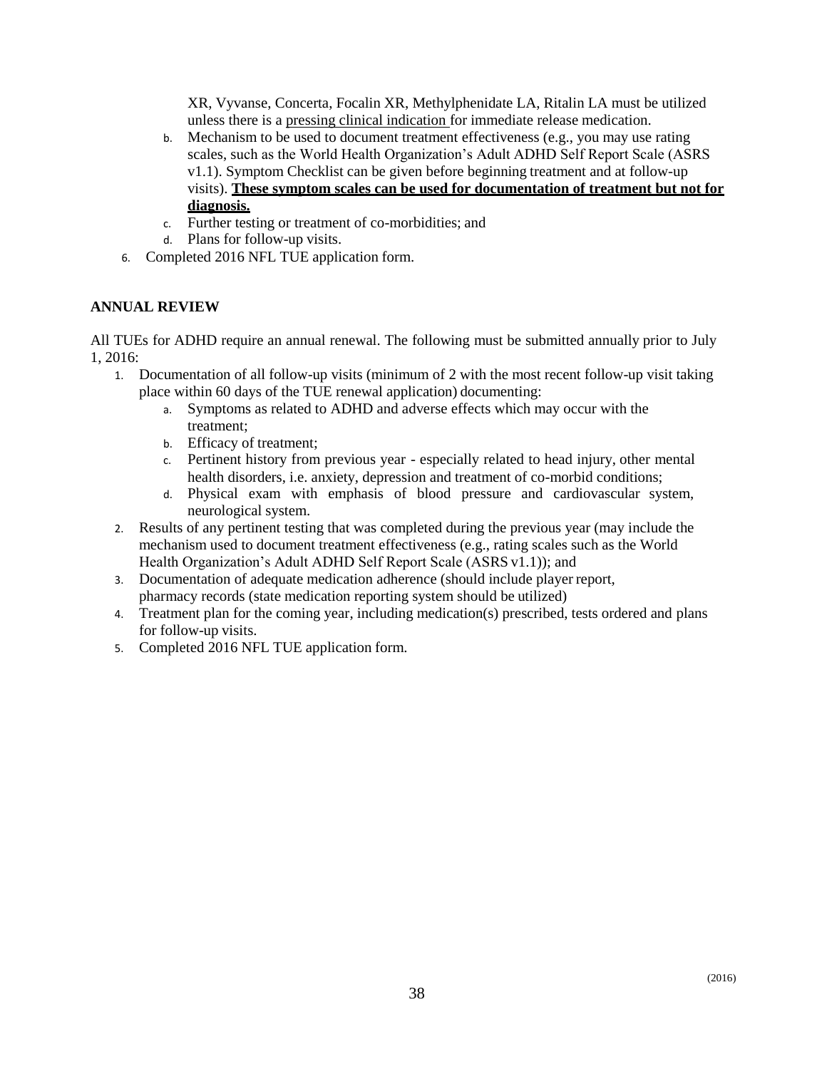XR, Vyvanse, Concerta, Focalin XR, Methylphenidate LA, Ritalin LA must be utilized unless there is a pressing clinical indication for immediate release medication.

   b. Mechanism to be used to document treatment effectiveness (e.g., you may use rating scales, such as the World Health Organization's Adult ADHD Self Report Scale (ASRS v1.1). Symptom Checklist can be given before beginning treatment and at follow-up visits). **These symptom scales can be used for documentation of treatment but not for diagnosis.**
   c. Further testing or treatment of co-morbidities; and
   d. Plans for follow-up visits.

6. Completed 2016 NFL TUE application form.

## ANNUAL REVIEW

All TUEs for ADHD require an annual renewal. The following must be submitted annually prior to July 1, 2016:

1. Documentation of all follow-up visits (minimum of 2 with the most recent follow-up visit taking place within 60 days of the TUE renewal application) documenting:
   a. Symptoms as related to ADHD and adverse effects which may occur with the treatment;
   b. Efficacy of treatment;
   c. Pertinent history from previous year - especially related to head injury, other mental health disorders, i.e. anxiety, depression and treatment of co-morbid conditions;
   d. Physical exam with emphasis of blood pressure and cardiovascular system, neurological system.
2. Results of any pertinent testing that was completed during the previous year (may include the mechanism used to document treatment effectiveness (e.g., rating scales such as the World Health Organization's Adult ADHD Self Report Scale (ASRS v1.1)); and
3. Documentation of adequate medication adherence (should include player report, pharmacy records (state medication reporting system should be utilized)
4. Treatment plan for the coming year, including medication(s) prescribed, tests ordered and plans for follow-up visits.
5. Completed 2016 NFL TUE application form.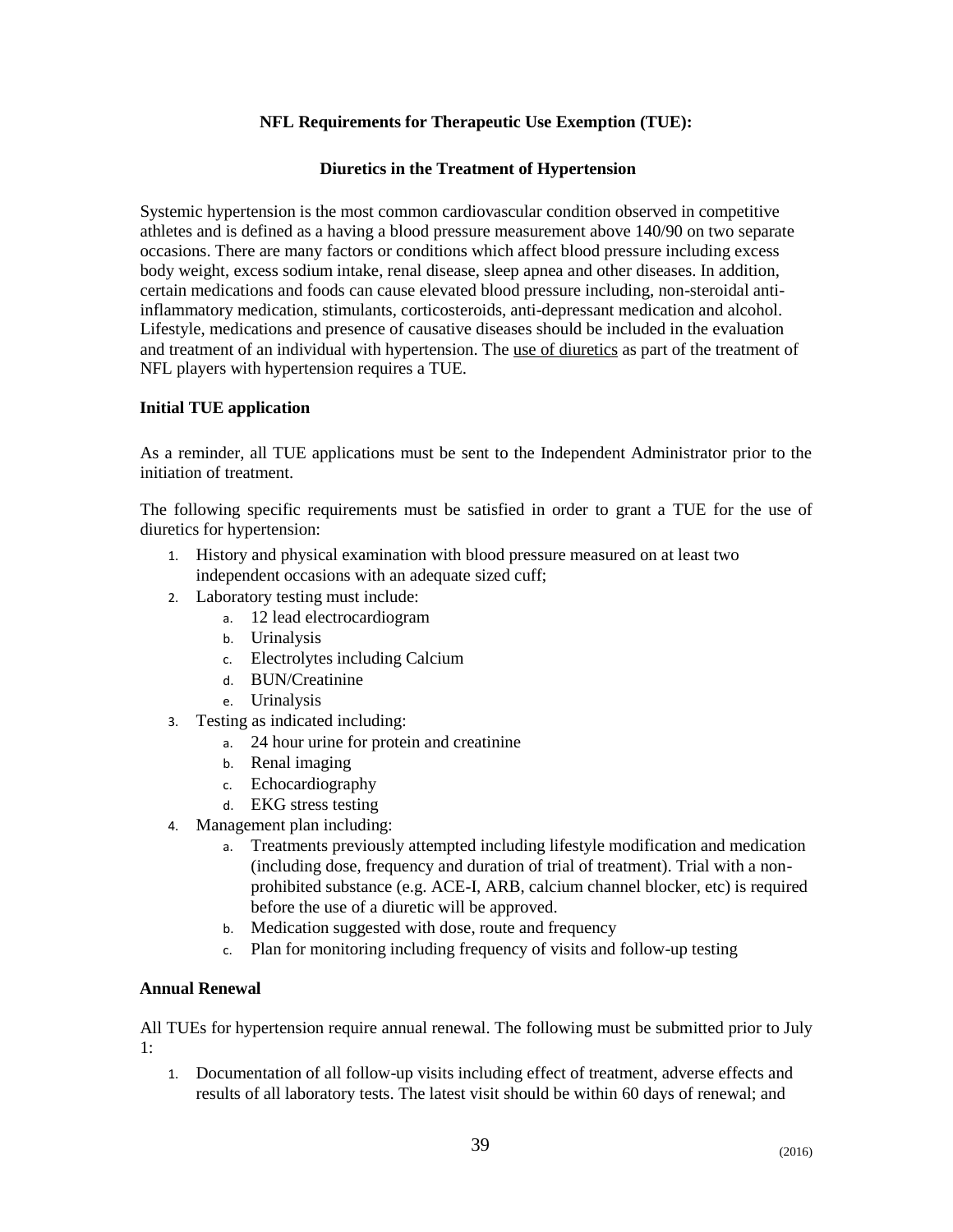# NFL Requirements for Therapeutic Use Exemption (TUE):

## Diuretics in the Treatment of Hypertension

Systemic hypertension is the most common cardiovascular condition observed in competitive athletes and is defined as a having a blood pressure measurement above 140/90 on two separate occasions. There are many factors or conditions which affect blood pressure including excess body weight, excess sodium intake, renal disease, sleep apnea and other diseases. In addition, certain medications and foods can cause elevated blood pressure including, non-steroidal anti-inflammatory medication, stimulants, corticosteroids, anti-depressant medication and alcohol. Lifestyle, medications and presence of causative diseases should be included in the evaluation and treatment of an individual with hypertension. The use of diuretics as part of the treatment of NFL players with hypertension requires a TUE.

### Initial TUE application

As a reminder, all TUE applications must be sent to the Independent Administrator prior to the initiation of treatment.

The following specific requirements must be satisfied in order to grant a TUE for the use of diuretics for hypertension:

1. History and physical examination with blood pressure measured on at least two independent occasions with an adequate sized cuff;
2. Laboratory testing must include:
   a. 12 lead electrocardiogram
   b. Urinalysis
   c. Electrolytes including Calcium
   d. BUN/Creatinine
   e. Urinalysis
3. Testing as indicated including:
   a. 24 hour urine for protein and creatinine
   b. Renal imaging
   c. Echocardiography
   d. EKG stress testing
4. Management plan including:
   a. Treatments previously attempted including lifestyle modification and medication (including dose, frequency and duration of trial of treatment). Trial with a non-prohibited substance (e.g. ACE-I, ARB, calcium channel blocker, etc) is required before the use of a diuretic will be approved.
   b. Medication suggested with dose, route and frequency
   c. Plan for monitoring including frequency of visits and follow-up testing

### Annual Renewal

All TUEs for hypertension require annual renewal. The following must be submitted prior to July 1:

1. Documentation of all follow-up visits including effect of treatment, adverse effects and results of all laboratory tests. The latest visit should be within 60 days of renewal; and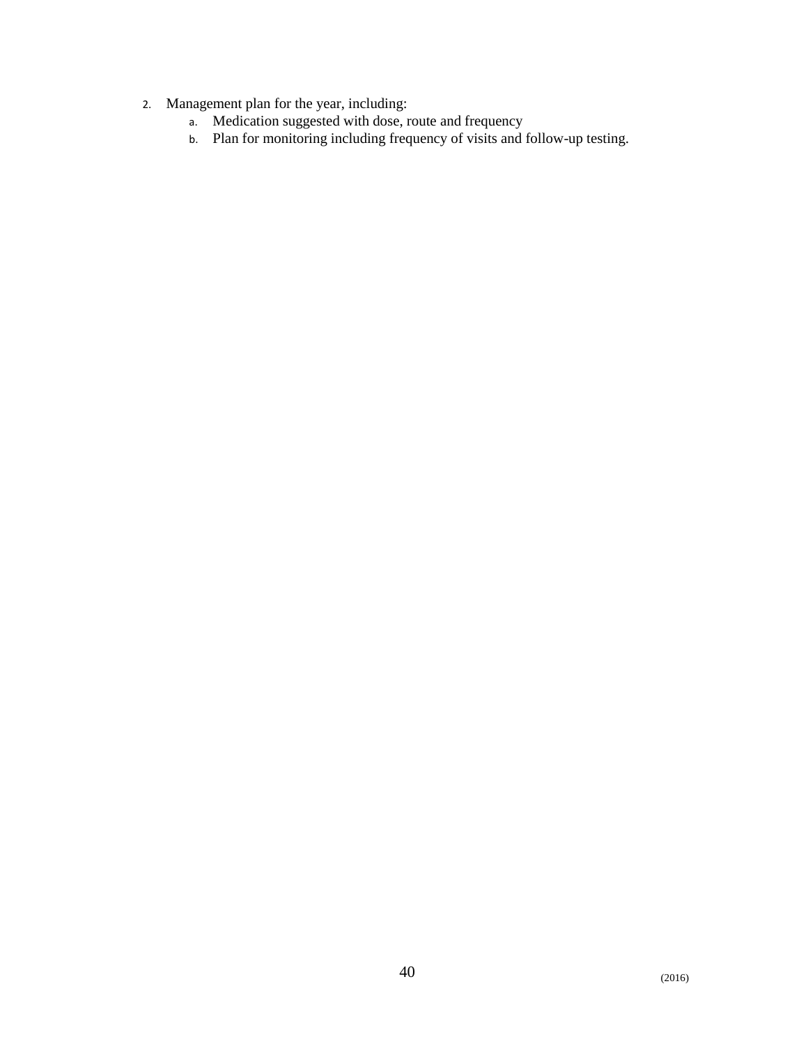2. Management plan for the year, including:
    a. Medication suggested with dose, route and frequency
    b. Plan for monitoring including frequency of visits and follow-up testing.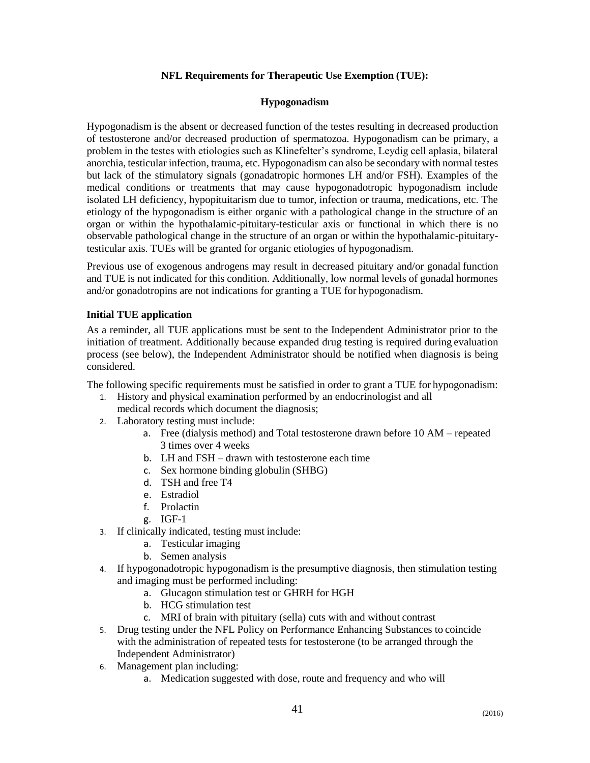# NFL Requirements for Therapeutic Use Exemption (TUE):

## Hypogonadism

Hypogonadism is the absent or decreased function of the testes resulting in decreased production of testosterone and/or decreased production of spermatozoa. Hypogonadism can be primary, a problem in the testes with etiologies such as Klinefelter's syndrome, Leydig cell aplasia, bilateral anorchia, testicular infection, trauma, etc. Hypogonadism can also be secondary with normal testes but lack of the stimulatory signals (gonadatropic hormones LH and/or FSH). Examples of the medical conditions or treatments that may cause hypogonadotropic hypogonadism include isolated LH deficiency, hypopituitarism due to tumor, infection or trauma, medications, etc. The etiology of the hypogonadism is either organic with a pathological change in the structure of an organ or within the hypothalamic-pituitary-testicular axis or functional in which there is no observable pathological change in the structure of an organ or within the hypothalamic-pituitary-testicular axis. TUEs will be granted for organic etiologies of hypogonadism.

Previous use of exogenous androgens may result in decreased pituitary and/or gonadal function and TUE is not indicated for this condition. Additionally, low normal levels of gonadal hormones and/or gonadotropins are not indications for granting a TUE for hypogonadism.

### Initial TUE application

As a reminder, all TUE applications must be sent to the Independent Administrator prior to the initiation of treatment. Additionally because expanded drug testing is required during evaluation process (see below), the Independent Administrator should be notified when diagnosis is being considered.

The following specific requirements must be satisfied in order to grant a TUE for hypogonadism:

1. History and physical examination performed by an endocrinologist and all medical records which document the diagnosis;
2. Laboratory testing must include:
    a. Free (dialysis method) and Total testosterone drawn before 10 AM – repeated 3 times over 4 weeks
    b. LH and FSH – drawn with testosterone each time
    c. Sex hormone binding globulin (SHBG)
    d. TSH and free T4
    e. Estradiol
    f. Prolactin
    g. IGF-1
3. If clinically indicated, testing must include:
    a. Testicular imaging
    b. Semen analysis
4. If hypogonadotropic hypogonadism is the presumptive diagnosis, then stimulation testing and imaging must be performed including:
    a. Glucagon stimulation test or GHRH for HGH
    b. HCG stimulation test
    c. MRI of brain with pituitary (sella) cuts with and without contrast
5. Drug testing under the NFL Policy on Performance Enhancing Substances to coincide with the administration of repeated tests for testosterone (to be arranged through the Independent Administrator)
6. Management plan including:
    a. Medication suggested with dose, route and frequency and who will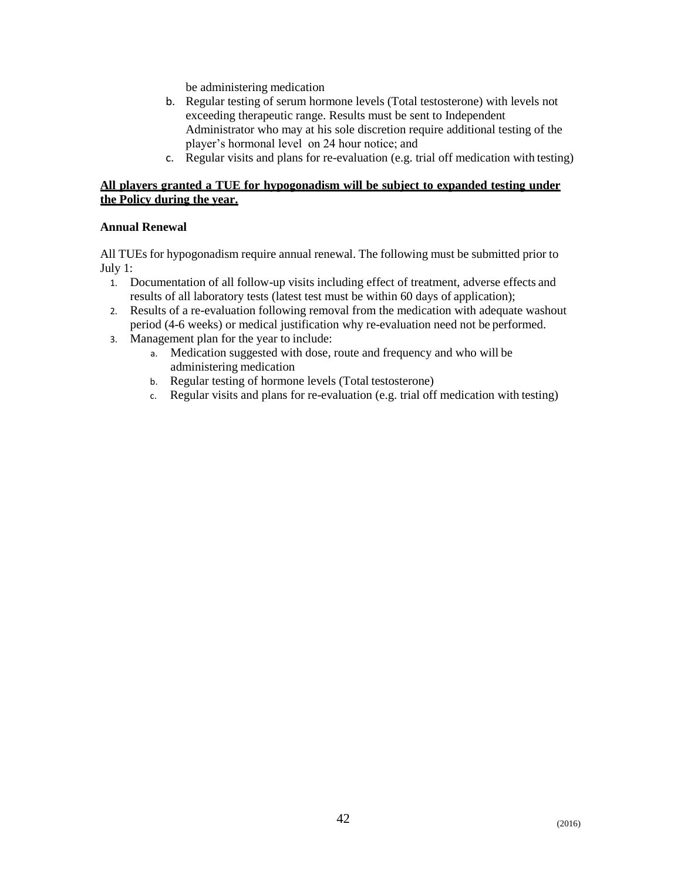be administering medication

b. Regular testing of serum hormone levels (Total testosterone) with levels not exceeding therapeutic range. Results must be sent to Independent Administrator who may at his sole discretion require additional testing of the player's hormonal level on 24 hour notice; and
c. Regular visits and plans for re-evaluation (e.g. trial off medication with testing)

**All players granted a TUE for hypogonadism will be subject to expanded testing under the Policy during the year.**

**Annual Renewal**

All TUEs for hypogonadism require annual renewal. The following must be submitted prior to July 1:

1. Documentation of all follow-up visits including effect of treatment, adverse effects and results of all laboratory tests (latest test must be within 60 days of application);
2. Results of a re-evaluation following removal from the medication with adequate washout period (4-6 weeks) or medical justification why re-evaluation need not be performed.
3. Management plan for the year to include:
   a. Medication suggested with dose, route and frequency and who will be administering medication
   b. Regular testing of hormone levels (Total testosterone)
   c. Regular visits and plans for re-evaluation (e.g. trial off medication with testing)